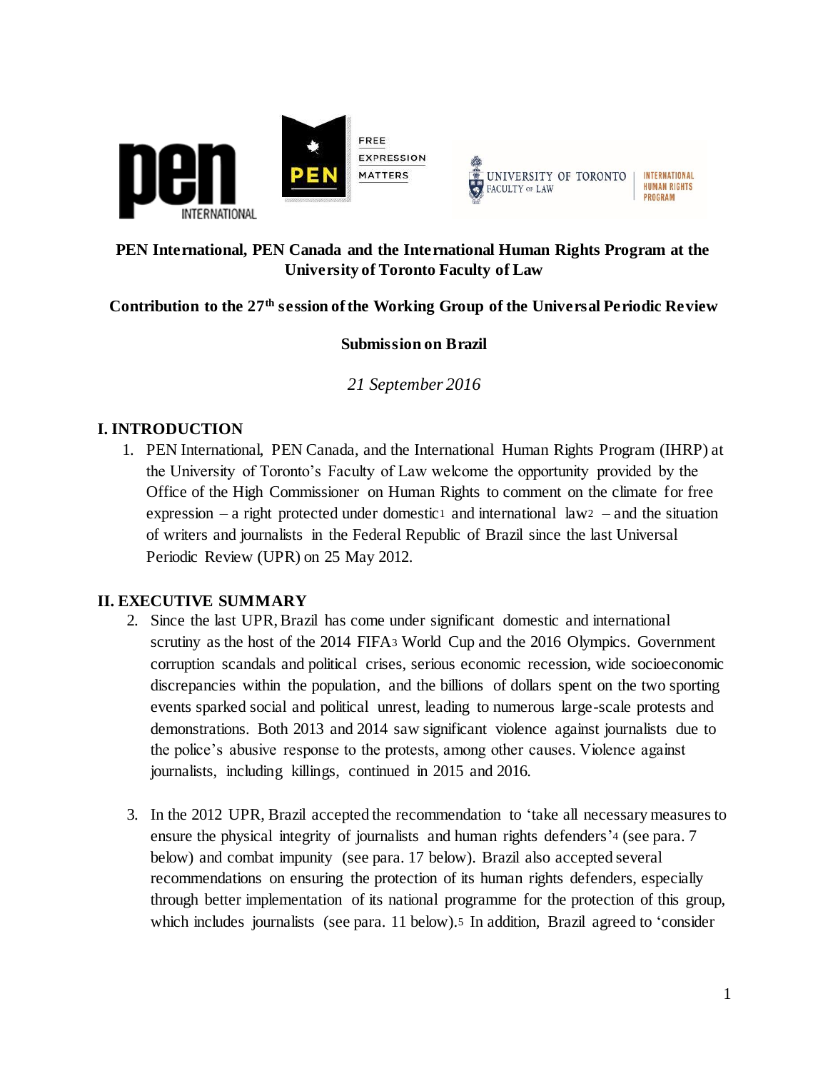**PEN International, PEN Canada and the International Human Rights Program at the University of Toronto Faculty of Law**

**Contribution to the 27th session of the Working Group of the Universal Periodic Review**

**Submission on Brazil**

*21 September 2016*

## I. INTRODUCTION

1. PEN International, PEN Canada, and the International Human Rights Program (IHRP) at the University of Toronto's Faculty of Law welcome the opportunity provided by the Office of the High Commissioner on Human Rights to comment on the climate for free expression – a right protected under domestic[1] and international law[2] – and the situation of writers and journalists in the Federal Republic of Brazil since the last Universal Periodic Review (UPR) on 25 May 2012.

## II. EXECUTIVE SUMMARY

2. Since the last UPR, Brazil has come under significant domestic and international scrutiny as the host of the 2014 FIFA[3] World Cup and the 2016 Olympics. Government corruption scandals and political crises, serious economic recession, wide socioeconomic discrepancies within the population, and the billions of dollars spent on the two sporting events sparked social and political unrest, leading to numerous large-scale protests and demonstrations. Both 2013 and 2014 saw significant violence against journalists due to the police's abusive response to the protests, among other causes. Violence against journalists, including killings, continued in 2015 and 2016.

3. In the 2012 UPR, Brazil accepted the recommendation to 'take all necessary measures to ensure the physical integrity of journalists and human rights defenders'[4] (see para. 7 below) and combat impunity (see para. 17 below). Brazil also accepted several recommendations on ensuring the protection of its human rights defenders, especially through better implementation of its national programme for the protection of this group, which includes journalists (see para. 11 below).[5] In addition, Brazil agreed to 'consider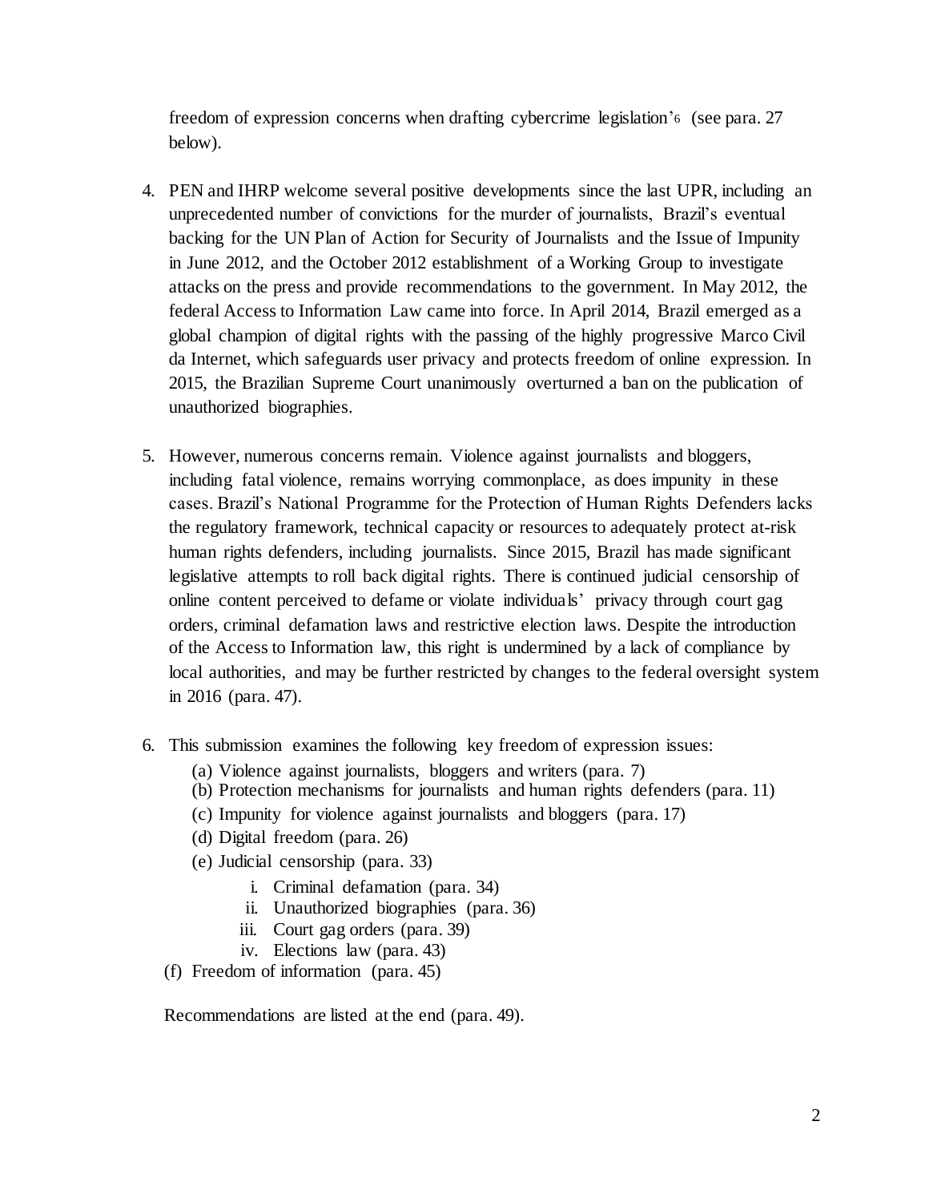freedom of expression concerns when drafting cybercrime legislation'[6] (see para. 27 below).

4. PEN and IHRP welcome several positive developments since the last UPR, including an unprecedented number of convictions for the murder of journalists, Brazil's eventual backing for the UN Plan of Action for Security of Journalists and the Issue of Impunity in June 2012, and the October 2012 establishment of a Working Group to investigate attacks on the press and provide recommendations to the government. In May 2012, the federal Access to Information Law came into force. In April 2014, Brazil emerged as a global champion of digital rights with the passing of the highly progressive Marco Civil da Internet, which safeguards user privacy and protects freedom of online expression. In 2015, the Brazilian Supreme Court unanimously overturned a ban on the publication of unauthorized biographies.

5. However, numerous concerns remain. Violence against journalists and bloggers, including fatal violence, remains worrying commonplace, as does impunity in these cases. Brazil's National Programme for the Protection of Human Rights Defenders lacks the regulatory framework, technical capacity or resources to adequately protect at-risk human rights defenders, including journalists. Since 2015, Brazil has made significant legislative attempts to roll back digital rights. There is continued judicial censorship of online content perceived to defame or violate individuals' privacy through court gag orders, criminal defamation laws and restrictive election laws. Despite the introduction of the Access to Information law, this right is undermined by a lack of compliance by local authorities, and may be further restricted by changes to the federal oversight system in 2016 (para. 47).

6. This submission examines the following key freedom of expression issues:
   - (a) Violence against journalists, bloggers and writers (para. 7)
   - (b) Protection mechanisms for journalists and human rights defenders (para. 11)
   - (c) Impunity for violence against journalists and bloggers (para. 17)
   - (d) Digital freedom (para. 26)
   - (e) Judicial censorship (para. 33)
     - i. Criminal defamation (para. 34)
     - ii. Unauthorized biographies (para. 36)
     - iii. Court gag orders (para. 39)
     - iv. Elections law (para. 43)
   - (f) Freedom of information (para. 45)

   Recommendations are listed at the end (para. 49).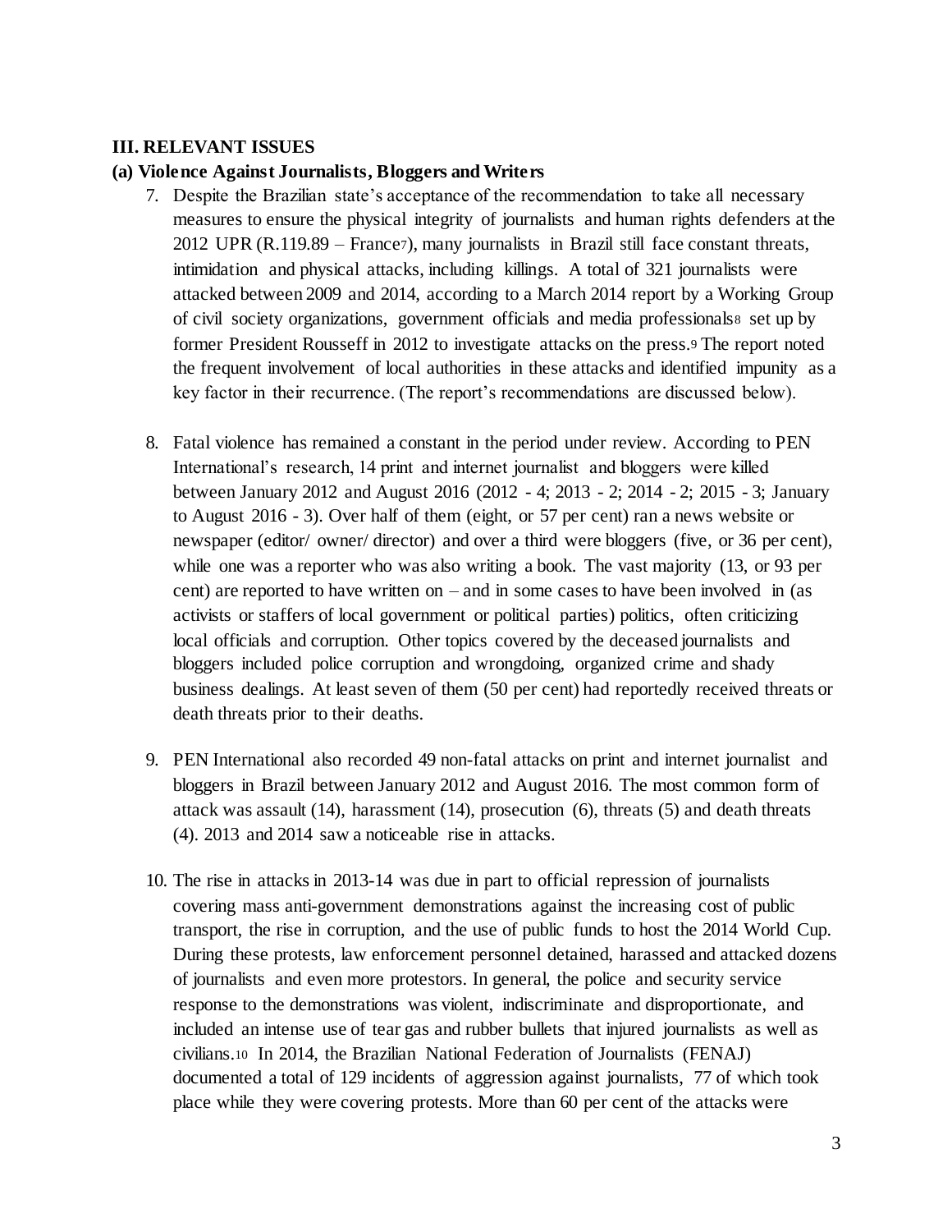## III. RELEVANT ISSUES

### (a) Violence Against Journalists, Bloggers and Writers

7. Despite the Brazilian state's acceptance of the recommendation to take all necessary measures to ensure the physical integrity of journalists and human rights defenders at the 2012 UPR (R.119.89 – France[7]), many journalists in Brazil still face constant threats, intimidation and physical attacks, including killings. A total of 321 journalists were attacked between 2009 and 2014, according to a March 2014 report by a Working Group of civil society organizations, government officials and media professionals[8] set up by former President Rousseff in 2012 to investigate attacks on the press.[9] The report noted the frequent involvement of local authorities in these attacks and identified impunity as a key factor in their recurrence. (The report's recommendations are discussed below).

8. Fatal violence has remained a constant in the period under review. According to PEN International's research, 14 print and internet journalist and bloggers were killed between January 2012 and August 2016 (2012 - 4; 2013 - 2; 2014 - 2; 2015 - 3; January to August 2016 - 3). Over half of them (eight, or 57 per cent) ran a news website or newspaper (editor/ owner/ director) and over a third were bloggers (five, or 36 per cent), while one was a reporter who was also writing a book. The vast majority (13, or 93 per cent) are reported to have written on – and in some cases to have been involved in (as activists or staffers of local government or political parties) politics, often criticizing local officials and corruption. Other topics covered by the deceased journalists and bloggers included police corruption and wrongdoing, organized crime and shady business dealings. At least seven of them (50 per cent) had reportedly received threats or death threats prior to their deaths.

9. PEN International also recorded 49 non-fatal attacks on print and internet journalist and bloggers in Brazil between January 2012 and August 2016. The most common form of attack was assault (14), harassment (14), prosecution (6), threats (5) and death threats (4). 2013 and 2014 saw a noticeable rise in attacks.

10. The rise in attacks in 2013-14 was due in part to official repression of journalists covering mass anti-government demonstrations against the increasing cost of public transport, the rise in corruption, and the use of public funds to host the 2014 World Cup. During these protests, law enforcement personnel detained, harassed and attacked dozens of journalists and even more protestors. In general, the police and security service response to the demonstrations was violent, indiscriminate and disproportionate, and included an intense use of tear gas and rubber bullets that injured journalists as well as civilians.[10] In 2014, the Brazilian National Federation of Journalists (FENAJ) documented a total of 129 incidents of aggression against journalists, 77 of which took place while they were covering protests. More than 60 per cent of the attacks were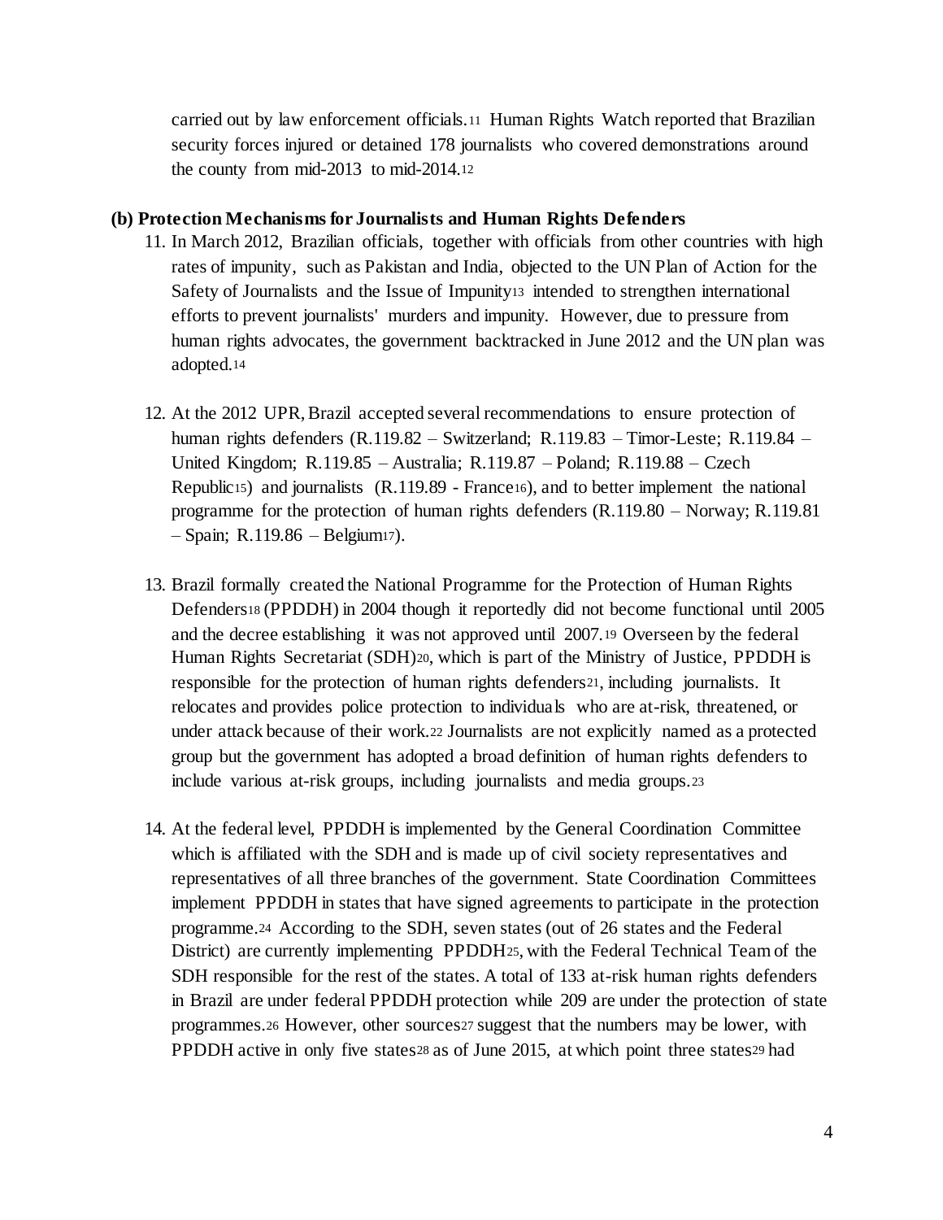carried out by law enforcement officials.[11] Human Rights Watch reported that Brazilian security forces injured or detained 178 journalists who covered demonstrations around the county from mid-2013 to mid-2014.[12]

**(b) Protection Mechanisms for Journalists and Human Rights Defenders**

11. In March 2012, Brazilian officials, together with officials from other countries with high rates of impunity, such as Pakistan and India, objected to the UN Plan of Action for the Safety of Journalists and the Issue of Impunity[13] intended to strengthen international efforts to prevent journalists' murders and impunity. However, due to pressure from human rights advocates, the government backtracked in June 2012 and the UN plan was adopted.[14]

12. At the 2012 UPR, Brazil accepted several recommendations to ensure protection of human rights defenders (R.119.82 – Switzerland; R.119.83 – Timor-Leste; R.119.84 – United Kingdom; R.119.85 – Australia; R.119.87 – Poland; R.119.88 – Czech Republic[15]) and journalists (R.119.89 - France[16]), and to better implement the national programme for the protection of human rights defenders (R.119.80 – Norway; R.119.81 – Spain; R.119.86 – Belgium[17]).

13. Brazil formally created the National Programme for the Protection of Human Rights Defenders[18] (PPDDH) in 2004 though it reportedly did not become functional until 2005 and the decree establishing it was not approved until 2007.[19] Overseen by the federal Human Rights Secretariat (SDH)[20], which is part of the Ministry of Justice, PPDDH is responsible for the protection of human rights defenders[21], including journalists. It relocates and provides police protection to individuals who are at-risk, threatened, or under attack because of their work.[22] Journalists are not explicitly named as a protected group but the government has adopted a broad definition of human rights defenders to include various at-risk groups, including journalists and media groups.[23]

14. At the federal level, PPDDH is implemented by the General Coordination Committee which is affiliated with the SDH and is made up of civil society representatives and representatives of all three branches of the government. State Coordination Committees implement PPDDH in states that have signed agreements to participate in the protection programme.[24] According to the SDH, seven states (out of 26 states and the Federal District) are currently implementing PPDDH[25], with the Federal Technical Team of the SDH responsible for the rest of the states. A total of 133 at-risk human rights defenders in Brazil are under federal PPDDH protection while 209 are under the protection of state programmes.[26] However, other sources[27] suggest that the numbers may be lower, with PPDDH active in only five states[28] as of June 2015, at which point three states[29] had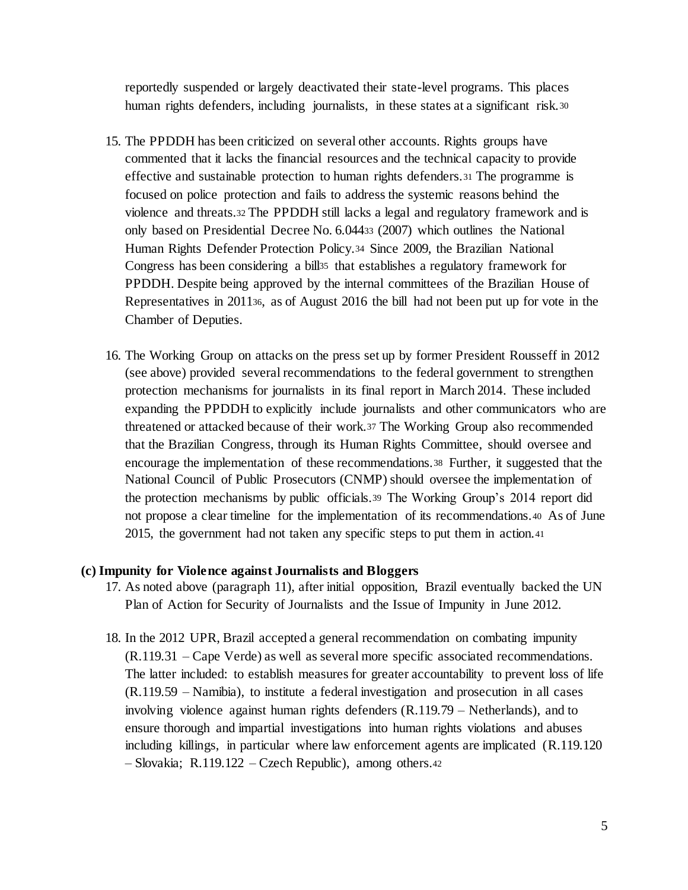reportedly suspended or largely deactivated their state-level programs. This places human rights defenders, including journalists, in these states at a significant risk.[30]

15. The PPDDH has been criticized on several other accounts. Rights groups have commented that it lacks the financial resources and the technical capacity to provide effective and sustainable protection to human rights defenders.[31] The programme is focused on police protection and fails to address the systemic reasons behind the violence and threats.[32] The PPDDH still lacks a legal and regulatory framework and is only based on Presidential Decree No. 6.044[33] (2007) which outlines the National Human Rights Defender Protection Policy.[34] Since 2009, the Brazilian National Congress has been considering a bill[35] that establishes a regulatory framework for PPDDH. Despite being approved by the internal committees of the Brazilian House of Representatives in 2011[36], as of August 2016 the bill had not been put up for vote in the Chamber of Deputies.

16. The Working Group on attacks on the press set up by former President Rousseff in 2012 (see above) provided several recommendations to the federal government to strengthen protection mechanisms for journalists in its final report in March 2014. These included expanding the PPDDH to explicitly include journalists and other communicators who are threatened or attacked because of their work.[37] The Working Group also recommended that the Brazilian Congress, through its Human Rights Committee, should oversee and encourage the implementation of these recommendations.[38] Further, it suggested that the National Council of Public Prosecutors (CNMP) should oversee the implementation of the protection mechanisms by public officials.[39] The Working Group's 2014 report did not propose a clear timeline for the implementation of its recommendations.[40] As of June 2015, the government had not taken any specific steps to put them in action.[41]

**(c) Impunity for Violence against Journalists and Bloggers**

17. As noted above (paragraph 11), after initial opposition, Brazil eventually backed the UN Plan of Action for Security of Journalists and the Issue of Impunity in June 2012.

18. In the 2012 UPR, Brazil accepted a general recommendation on combating impunity (R.119.31 – Cape Verde) as well as several more specific associated recommendations. The latter included: to establish measures for greater accountability to prevent loss of life (R.119.59 – Namibia), to institute a federal investigation and prosecution in all cases involving violence against human rights defenders (R.119.79 – Netherlands), and to ensure thorough and impartial investigations into human rights violations and abuses including killings, in particular where law enforcement agents are implicated (R.119.120 – Slovakia; R.119.122 – Czech Republic), among others.[42]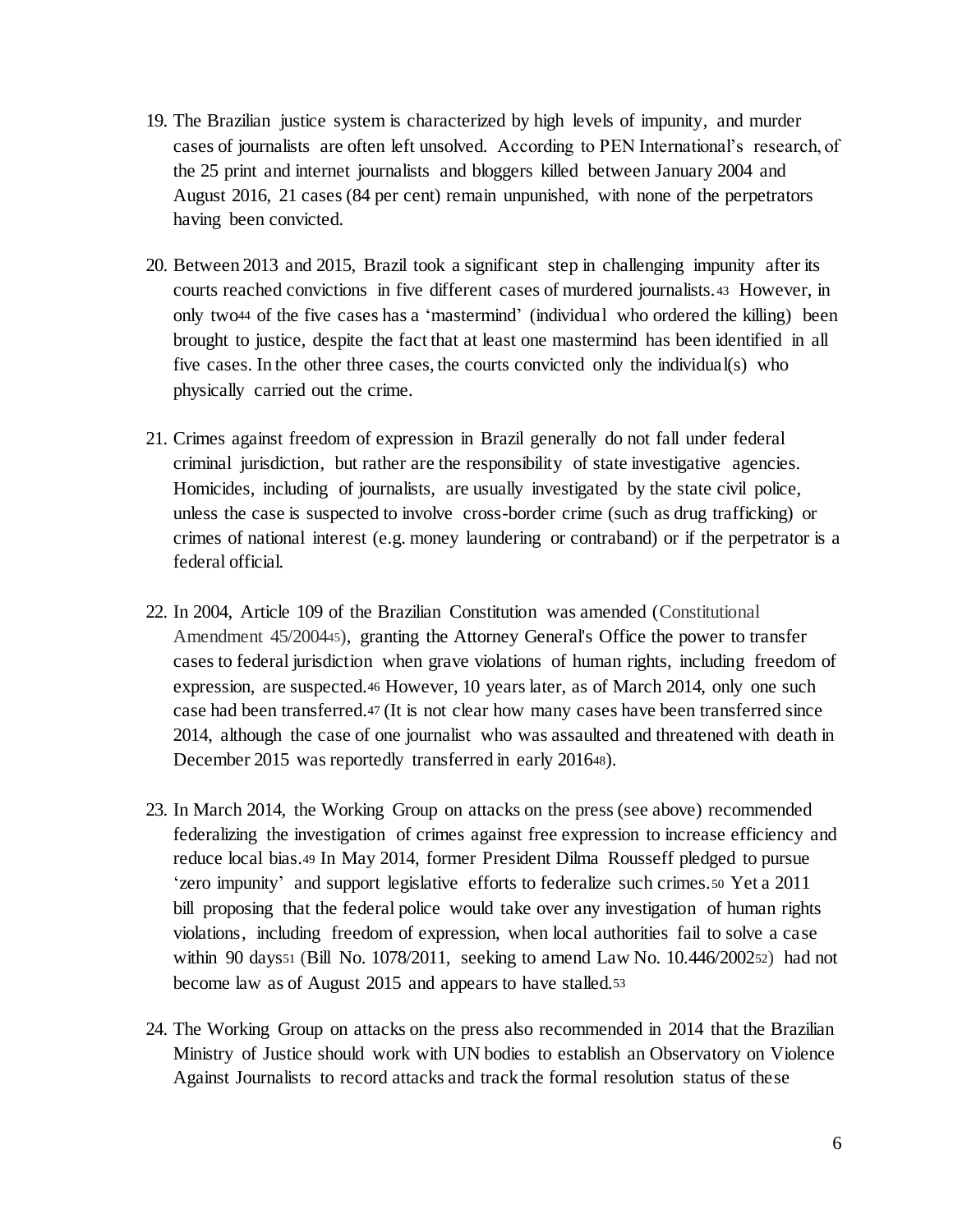19. The Brazilian justice system is characterized by high levels of impunity, and murder cases of journalists are often left unsolved. According to PEN International's research, of the 25 print and internet journalists and bloggers killed between January 2004 and August 2016, 21 cases (84 per cent) remain unpunished, with none of the perpetrators having been convicted.

20. Between 2013 and 2015, Brazil took a significant step in challenging impunity after its courts reached convictions in five different cases of murdered journalists.[43] However, in only two[44] of the five cases has a 'mastermind' (individual who ordered the killing) been brought to justice, despite the fact that at least one mastermind has been identified in all five cases. In the other three cases, the courts convicted only the individual(s) who physically carried out the crime.

21. Crimes against freedom of expression in Brazil generally do not fall under federal criminal jurisdiction, but rather are the responsibility of state investigative agencies. Homicides, including of journalists, are usually investigated by the state civil police, unless the case is suspected to involve cross-border crime (such as drug trafficking) or crimes of national interest (e.g. money laundering or contraband) or if the perpetrator is a federal official.

22. In 2004, Article 109 of the Brazilian Constitution was amended (Constitutional Amendment 45/2004[45]), granting the Attorney General's Office the power to transfer cases to federal jurisdiction when grave violations of human rights, including freedom of expression, are suspected.[46] However, 10 years later, as of March 2014, only one such case had been transferred.[47] (It is not clear how many cases have been transferred since 2014, although the case of one journalist who was assaulted and threatened with death in December 2015 was reportedly transferred in early 2016[48]).

23. In March 2014, the Working Group on attacks on the press (see above) recommended federalizing the investigation of crimes against free expression to increase efficiency and reduce local bias.[49] In May 2014, former President Dilma Rousseff pledged to pursue 'zero impunity' and support legislative efforts to federalize such crimes.[50] Yet a 2011 bill proposing that the federal police would take over any investigation of human rights violations, including freedom of expression, when local authorities fail to solve a case within 90 days[51] (Bill No. 1078/2011, seeking to amend Law No. 10.446/2002[52]) had not become law as of August 2015 and appears to have stalled.[53]

24. The Working Group on attacks on the press also recommended in 2014 that the Brazilian Ministry of Justice should work with UN bodies to establish an Observatory on Violence Against Journalists to record attacks and track the formal resolution status of these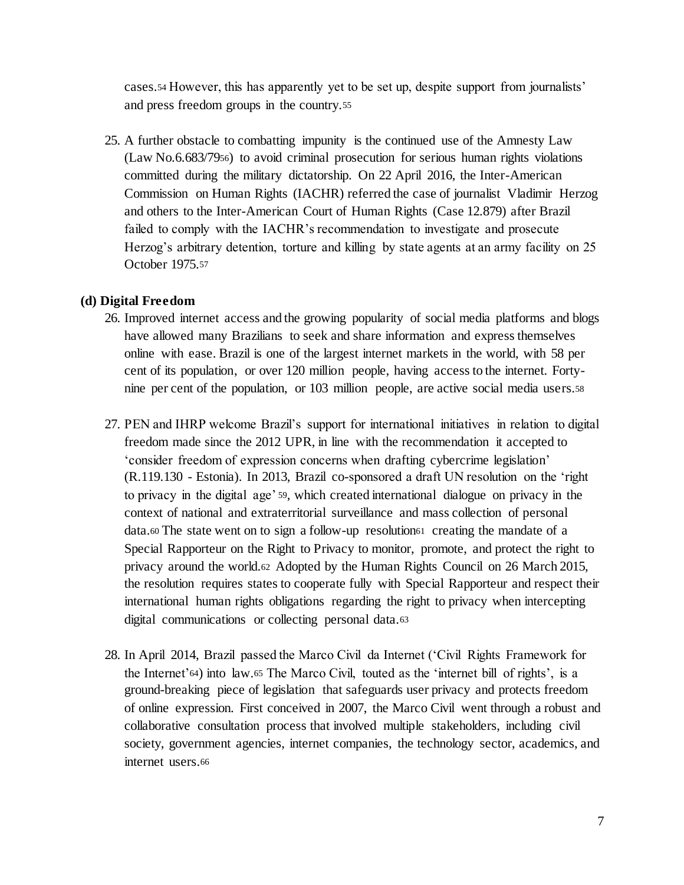cases.[54] However, this has apparently yet to be set up, despite support from journalists' and press freedom groups in the country.[55]

25. A further obstacle to combatting impunity is the continued use of the Amnesty Law (Law No.6.683/79[56]) to avoid criminal prosecution for serious human rights violations committed during the military dictatorship. On 22 April 2016, the Inter-American Commission on Human Rights (IACHR) referred the case of journalist Vladimir Herzog and others to the Inter-American Court of Human Rights (Case 12.879) after Brazil failed to comply with the IACHR's recommendation to investigate and prosecute Herzog's arbitrary detention, torture and killing by state agents at an army facility on 25 October 1975.[57]

**(d) Digital Freedom**

26. Improved internet access and the growing popularity of social media platforms and blogs have allowed many Brazilians to seek and share information and express themselves online with ease. Brazil is one of the largest internet markets in the world, with 58 per cent of its population, or over 120 million people, having access to the internet. Forty-nine per cent of the population, or 103 million people, are active social media users.[58]

27. PEN and IHRP welcome Brazil's support for international initiatives in relation to digital freedom made since the 2012 UPR, in line with the recommendation it accepted to 'consider freedom of expression concerns when drafting cybercrime legislation' (R.119.130 - Estonia). In 2013, Brazil co-sponsored a draft UN resolution on the 'right to privacy in the digital age'[59], which created international dialogue on privacy in the context of national and extraterritorial surveillance and mass collection of personal data.[60] The state went on to sign a follow-up resolution[61] creating the mandate of a Special Rapporteur on the Right to Privacy to monitor, promote, and protect the right to privacy around the world.[62] Adopted by the Human Rights Council on 26 March 2015, the resolution requires states to cooperate fully with Special Rapporteur and respect their international human rights obligations regarding the right to privacy when intercepting digital communications or collecting personal data.[63]

28. In April 2014, Brazil passed the Marco Civil da Internet ('Civil Rights Framework for the Internet'[64]) into law.[65] The Marco Civil, touted as the 'internet bill of rights', is a ground-breaking piece of legislation that safeguards user privacy and protects freedom of online expression. First conceived in 2007, the Marco Civil went through a robust and collaborative consultation process that involved multiple stakeholders, including civil society, government agencies, internet companies, the technology sector, academics, and internet users.[66]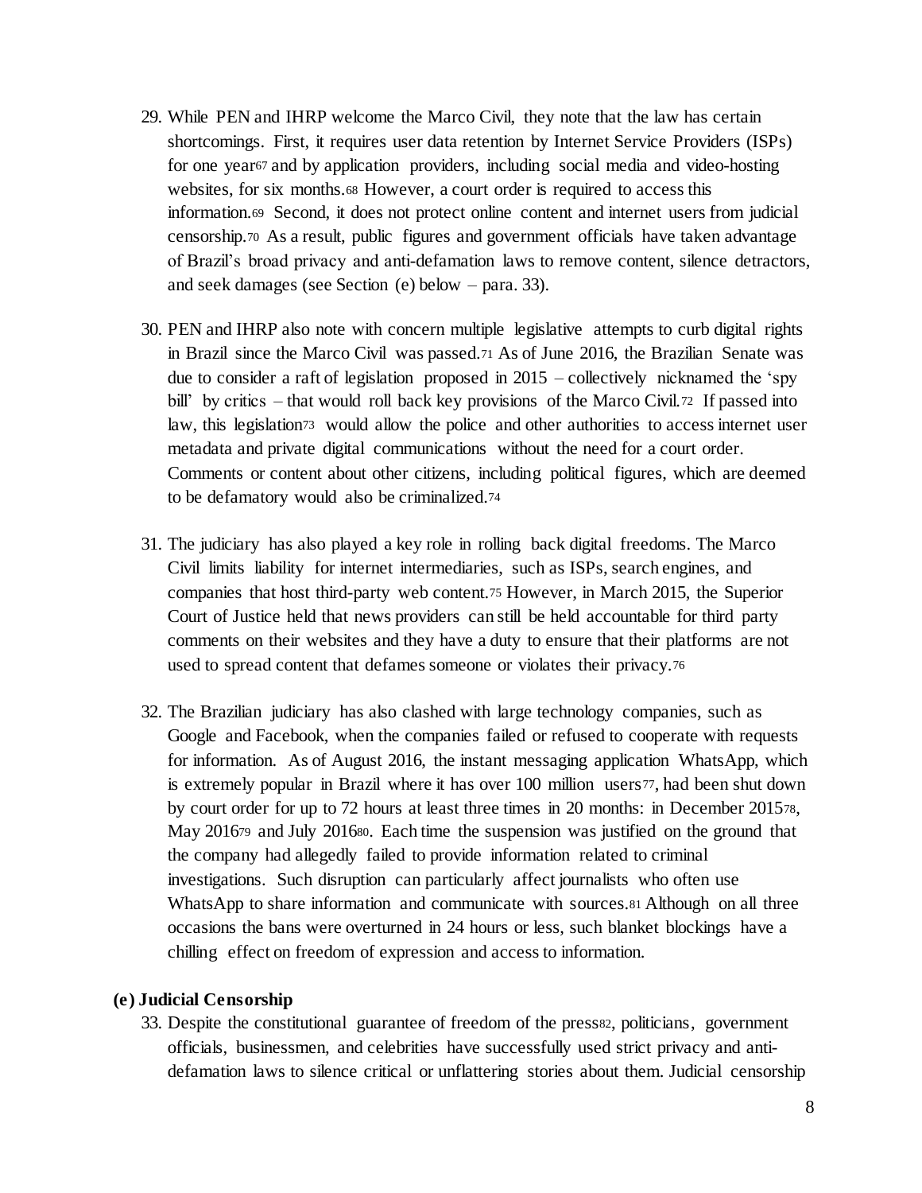29. While PEN and IHRP welcome the Marco Civil, they note that the law has certain shortcomings. First, it requires user data retention by Internet Service Providers (ISPs) for one year[67] and by application providers, including social media and video-hosting websites, for six months.[68] However, a court order is required to access this information.[69] Second, it does not protect online content and internet users from judicial censorship.[70] As a result, public figures and government officials have taken advantage of Brazil's broad privacy and anti-defamation laws to remove content, silence detractors, and seek damages (see Section (e) below – para. 33).

30. PEN and IHRP also note with concern multiple legislative attempts to curb digital rights in Brazil since the Marco Civil was passed.[71] As of June 2016, the Brazilian Senate was due to consider a raft of legislation proposed in 2015 – collectively nicknamed the 'spy bill' by critics – that would roll back key provisions of the Marco Civil.[72] If passed into law, this legislation[73] would allow the police and other authorities to access internet user metadata and private digital communications without the need for a court order. Comments or content about other citizens, including political figures, which are deemed to be defamatory would also be criminalized.[74]

31. The judiciary has also played a key role in rolling back digital freedoms. The Marco Civil limits liability for internet intermediaries, such as ISPs, search engines, and companies that host third-party web content.[75] However, in March 2015, the Superior Court of Justice held that news providers can still be held accountable for third party comments on their websites and they have a duty to ensure that their platforms are not used to spread content that defames someone or violates their privacy.[76]

32. The Brazilian judiciary has also clashed with large technology companies, such as Google and Facebook, when the companies failed or refused to cooperate with requests for information. As of August 2016, the instant messaging application WhatsApp, which is extremely popular in Brazil where it has over 100 million users[77], had been shut down by court order for up to 72 hours at least three times in 20 months: in December 2015[78], May 2016[79] and July 2016[80]. Each time the suspension was justified on the ground that the company had allegedly failed to provide information related to criminal investigations. Such disruption can particularly affect journalists who often use WhatsApp to share information and communicate with sources.[81] Although on all three occasions the bans were overturned in 24 hours or less, such blanket blockings have a chilling effect on freedom of expression and access to information.

### (e) Judicial Censorship

33. Despite the constitutional guarantee of freedom of the press[82], politicians, government officials, businessmen, and celebrities have successfully used strict privacy and anti-defamation laws to silence critical or unflattering stories about them. Judicial censorship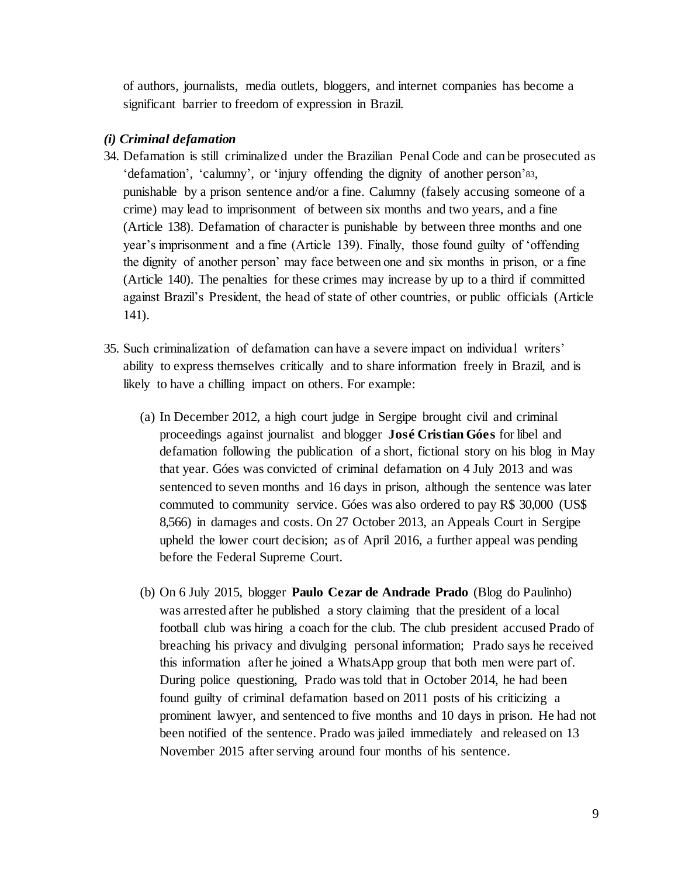of authors, journalists, media outlets, bloggers, and internet companies has become a significant barrier to freedom of expression in Brazil.

### *(i) Criminal defamation*

34. Defamation is still criminalized under the Brazilian Penal Code and can be prosecuted as 'defamation', 'calumny', or 'injury offending the dignity of another person'[83], punishable by a prison sentence and/or a fine. Calumny (falsely accusing someone of a crime) may lead to imprisonment of between six months and two years, and a fine (Article 138). Defamation of character is punishable by between three months and one year's imprisonment and a fine (Article 139). Finally, those found guilty of 'offending the dignity of another person' may face between one and six months in prison, or a fine (Article 140). The penalties for these crimes may increase by up to a third if committed against Brazil's President, the head of state of other countries, or public officials (Article 141).

35. Such criminalization of defamation can have a severe impact on individual writers' ability to express themselves critically and to share information freely in Brazil, and is likely to have a chilling impact on others. For example:

    (a) In December 2012, a high court judge in Sergipe brought civil and criminal proceedings against journalist and blogger **José Cristian Góes** for libel and defamation following the publication of a short, fictional story on his blog in May that year. Góes was convicted of criminal defamation on 4 July 2013 and was sentenced to seven months and 16 days in prison, although the sentence was later commuted to community service. Góes was also ordered to pay R$ 30,000 (US$ 8,566) in damages and costs. On 27 October 2013, an Appeals Court in Sergipe upheld the lower court decision; as of April 2016, a further appeal was pending before the Federal Supreme Court.

    (b) On 6 July 2015, blogger **Paulo Cezar de Andrade Prado** (Blog do Paulinho) was arrested after he published a story claiming that the president of a local football club was hiring a coach for the club. The club president accused Prado of breaching his privacy and divulging personal information; Prado says he received this information after he joined a WhatsApp group that both men were part of. During police questioning, Prado was told that in October 2014, he had been found guilty of criminal defamation based on 2011 posts of his criticizing a prominent lawyer, and sentenced to five months and 10 days in prison. He had not been notified of the sentence. Prado was jailed immediately and released on 13 November 2015 after serving around four months of his sentence.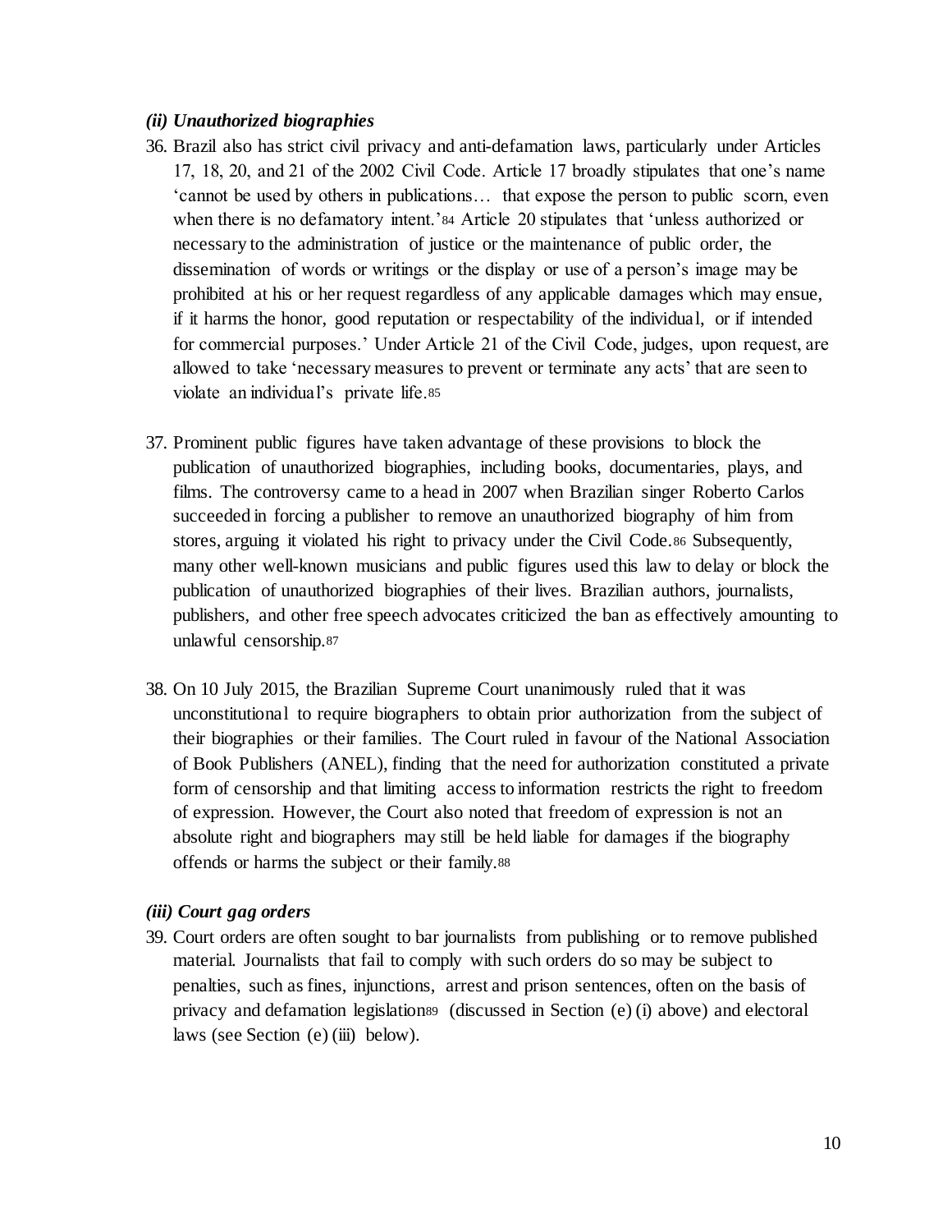*(ii) Unauthorized biographies*

36. Brazil also has strict civil privacy and anti-defamation laws, particularly under Articles 17, 18, 20, and 21 of the 2002 Civil Code. Article 17 broadly stipulates that one's name 'cannot be used by others in publications… that expose the person to public scorn, even when there is no defamatory intent.'[84] Article 20 stipulates that 'unless authorized or necessary to the administration of justice or the maintenance of public order, the dissemination of words or writings or the display or use of a person's image may be prohibited at his or her request regardless of any applicable damages which may ensue, if it harms the honor, good reputation or respectability of the individual, or if intended for commercial purposes.' Under Article 21 of the Civil Code, judges, upon request, are allowed to take 'necessary measures to prevent or terminate any acts' that are seen to violate an individual's private life.[85]

37. Prominent public figures have taken advantage of these provisions to block the publication of unauthorized biographies, including books, documentaries, plays, and films. The controversy came to a head in 2007 when Brazilian singer Roberto Carlos succeeded in forcing a publisher to remove an unauthorized biography of him from stores, arguing it violated his right to privacy under the Civil Code.[86] Subsequently, many other well-known musicians and public figures used this law to delay or block the publication of unauthorized biographies of their lives. Brazilian authors, journalists, publishers, and other free speech advocates criticized the ban as effectively amounting to unlawful censorship.[87]

38. On 10 July 2015, the Brazilian Supreme Court unanimously ruled that it was unconstitutional to require biographers to obtain prior authorization from the subject of their biographies or their families. The Court ruled in favour of the National Association of Book Publishers (ANEL), finding that the need for authorization constituted a private form of censorship and that limiting access to information restricts the right to freedom of expression. However, the Court also noted that freedom of expression is not an absolute right and biographers may still be held liable for damages if the biography offends or harms the subject or their family.[88]

*(iii) Court gag orders*

39. Court orders are often sought to bar journalists from publishing or to remove published material. Journalists that fail to comply with such orders do so may be subject to penalties, such as fines, injunctions, arrest and prison sentences, often on the basis of privacy and defamation legislation[89] (discussed in Section (e) (i) above) and electoral laws (see Section (e) (iii) below).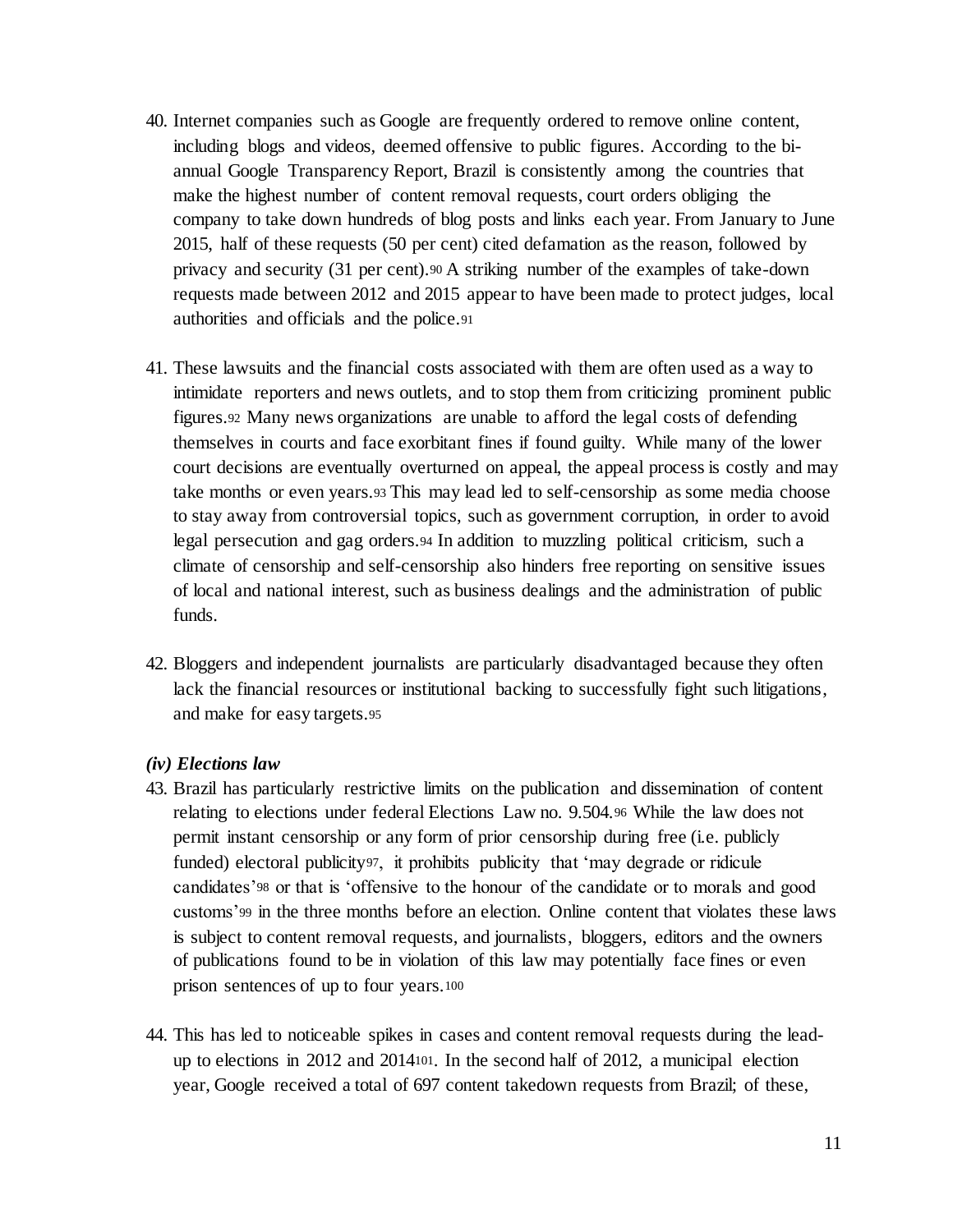40. Internet companies such as Google are frequently ordered to remove online content, including blogs and videos, deemed offensive to public figures. According to the bi-annual Google Transparency Report, Brazil is consistently among the countries that make the highest number of content removal requests, court orders obliging the company to take down hundreds of blog posts and links each year. From January to June 2015, half of these requests (50 per cent) cited defamation as the reason, followed by privacy and security (31 per cent).[90] A striking number of the examples of take-down requests made between 2012 and 2015 appear to have been made to protect judges, local authorities and officials and the police.[91]

41. These lawsuits and the financial costs associated with them are often used as a way to intimidate reporters and news outlets, and to stop them from criticizing prominent public figures.[92] Many news organizations are unable to afford the legal costs of defending themselves in courts and face exorbitant fines if found guilty. While many of the lower court decisions are eventually overturned on appeal, the appeal process is costly and may take months or even years.[93] This may lead led to self-censorship as some media choose to stay away from controversial topics, such as government corruption, in order to avoid legal persecution and gag orders.[94] In addition to muzzling political criticism, such a climate of censorship and self-censorship also hinders free reporting on sensitive issues of local and national interest, such as business dealings and the administration of public funds.

42. Bloggers and independent journalists are particularly disadvantaged because they often lack the financial resources or institutional backing to successfully fight such litigations, and make for easy targets.[95]

***(iv) Elections law***

43. Brazil has particularly restrictive limits on the publication and dissemination of content relating to elections under federal Elections Law no. 9.504.[96] While the law does not permit instant censorship or any form of prior censorship during free (i.e. publicly funded) electoral publicity[97], it prohibits publicity that 'may degrade or ridicule candidates'[98] or that is 'offensive to the honour of the candidate or to morals and good customs'[99] in the three months before an election. Online content that violates these laws is subject to content removal requests, and journalists, bloggers, editors and the owners of publications found to be in violation of this law may potentially face fines or even prison sentences of up to four years.[100]

44. This has led to noticeable spikes in cases and content removal requests during the lead-up to elections in 2012 and 2014[101]. In the second half of 2012, a municipal election year, Google received a total of 697 content takedown requests from Brazil; of these,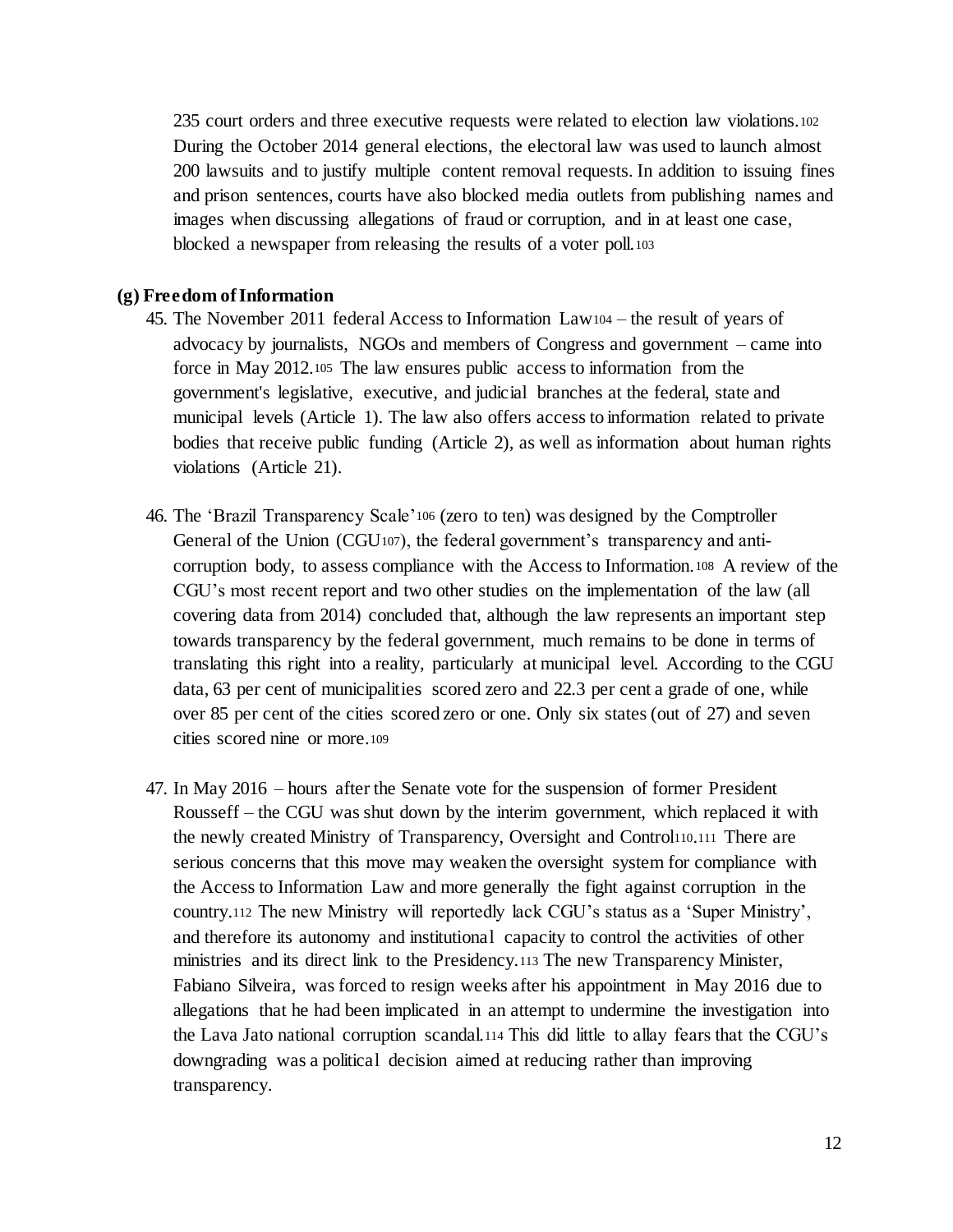235 court orders and three executive requests were related to election law violations.[102] During the October 2014 general elections, the electoral law was used to launch almost 200 lawsuits and to justify multiple content removal requests. In addition to issuing fines and prison sentences, courts have also blocked media outlets from publishing names and images when discussing allegations of fraud or corruption, and in at least one case, blocked a newspaper from releasing the results of a voter poll.[103]

**(g) Freedom of Information**

45. The November 2011 federal Access to Information Law[104] – the result of years of advocacy by journalists, NGOs and members of Congress and government – came into force in May 2012.[105] The law ensures public access to information from the government's legislative, executive, and judicial branches at the federal, state and municipal levels (Article 1). The law also offers access to information related to private bodies that receive public funding (Article 2), as well as information about human rights violations (Article 21).

46. The 'Brazil Transparency Scale'[106] (zero to ten) was designed by the Comptroller General of the Union (CGU[107]), the federal government's transparency and anti-corruption body, to assess compliance with the Access to Information.[108] A review of the CGU's most recent report and two other studies on the implementation of the law (all covering data from 2014) concluded that, although the law represents an important step towards transparency by the federal government, much remains to be done in terms of translating this right into a reality, particularly at municipal level. According to the CGU data, 63 per cent of municipalities scored zero and 22.3 per cent a grade of one, while over 85 per cent of the cities scored zero or one. Only six states (out of 27) and seven cities scored nine or more.[109]

47. In May 2016 – hours after the Senate vote for the suspension of former President Rousseff – the CGU was shut down by the interim government, which replaced it with the newly created Ministry of Transparency, Oversight and Control[110].[111] There are serious concerns that this move may weaken the oversight system for compliance with the Access to Information Law and more generally the fight against corruption in the country.[112] The new Ministry will reportedly lack CGU's status as a 'Super Ministry', and therefore its autonomy and institutional capacity to control the activities of other ministries and its direct link to the Presidency.[113] The new Transparency Minister, Fabiano Silveira, was forced to resign weeks after his appointment in May 2016 due to allegations that he had been implicated in an attempt to undermine the investigation into the Lava Jato national corruption scandal.[114] This did little to allay fears that the CGU's downgrading was a political decision aimed at reducing rather than improving transparency.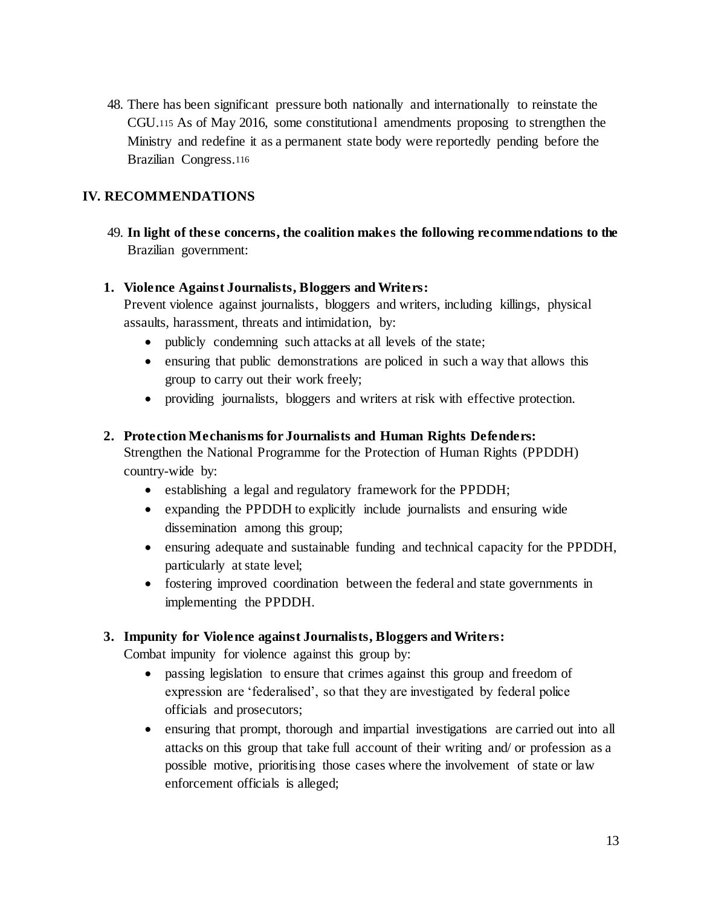48. There has been significant pressure both nationally and internationally to reinstate the CGU.[115] As of May 2016, some constitutional amendments proposing to strengthen the Ministry and redefine it as a permanent state body were reportedly pending before the Brazilian Congress.[116]

## IV. RECOMMENDATIONS

49. **In light of these concerns, the coalition makes the following recommendations to the** Brazilian government:

**1. Violence Against Journalists, Bloggers and Writers:**

Prevent violence against journalists, bloggers and writers, including killings, physical assaults, harassment, threats and intimidation, by:

- publicly condemning such attacks at all levels of the state;
- ensuring that public demonstrations are policed in such a way that allows this group to carry out their work freely;
- providing journalists, bloggers and writers at risk with effective protection.

**2. Protection Mechanisms for Journalists and Human Rights Defenders:**

Strengthen the National Programme for the Protection of Human Rights (PPDDH) country-wide by:

- establishing a legal and regulatory framework for the PPDDH;
- expanding the PPDDH to explicitly include journalists and ensuring wide dissemination among this group;
- ensuring adequate and sustainable funding and technical capacity for the PPDDH, particularly at state level;
- fostering improved coordination between the federal and state governments in implementing the PPDDH.

**3. Impunity for Violence against Journalists, Bloggers and Writers:**

Combat impunity for violence against this group by:

- passing legislation to ensure that crimes against this group and freedom of expression are 'federalised', so that they are investigated by federal police officials and prosecutors;
- ensuring that prompt, thorough and impartial investigations are carried out into all attacks on this group that take full account of their writing and/ or profession as a possible motive, prioritising those cases where the involvement of state or law enforcement officials is alleged;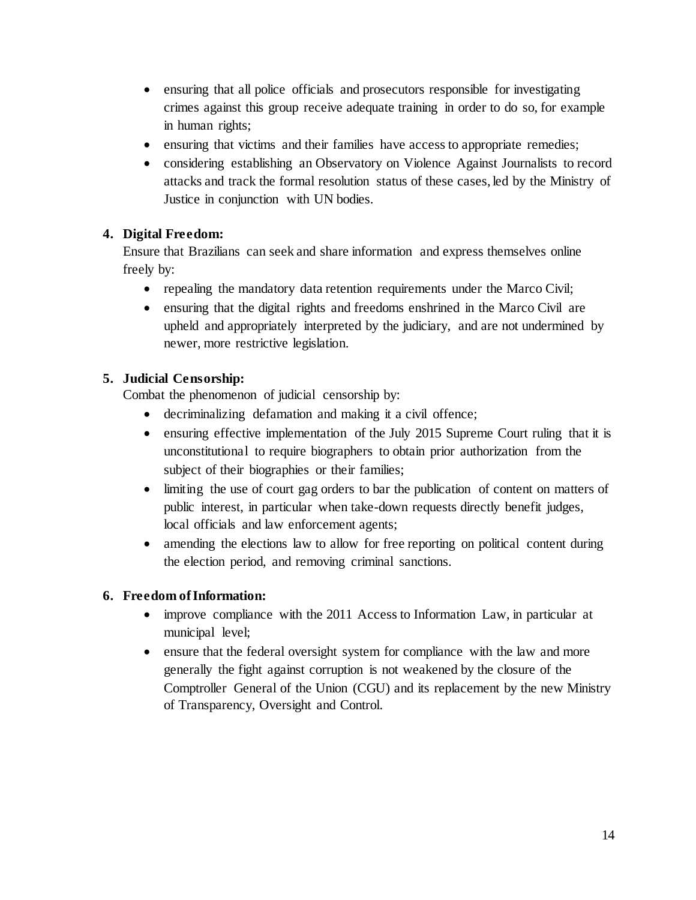- ensuring that all police officials and prosecutors responsible for investigating crimes against this group receive adequate training in order to do so, for example in human rights;
- ensuring that victims and their families have access to appropriate remedies;
- considering establishing an Observatory on Violence Against Journalists to record attacks and track the formal resolution status of these cases, led by the Ministry of Justice in conjunction with UN bodies.

4. **Digital Freedom:**
   Ensure that Brazilians can seek and share information and express themselves online freely by:
   - repealing the mandatory data retention requirements under the Marco Civil;
   - ensuring that the digital rights and freedoms enshrined in the Marco Civil are upheld and appropriately interpreted by the judiciary, and are not undermined by newer, more restrictive legislation.

5. **Judicial Censorship:**
   Combat the phenomenon of judicial censorship by:
   - decriminalizing defamation and making it a civil offence;
   - ensuring effective implementation of the July 2015 Supreme Court ruling that it is unconstitutional to require biographers to obtain prior authorization from the subject of their biographies or their families;
   - limiting the use of court gag orders to bar the publication of content on matters of public interest, in particular when take-down requests directly benefit judges, local officials and law enforcement agents;
   - amending the elections law to allow for free reporting on political content during the election period, and removing criminal sanctions.

6. **Freedom of Information:**
   - improve compliance with the 2011 Access to Information Law, in particular at municipal level;
   - ensure that the federal oversight system for compliance with the law and more generally the fight against corruption is not weakened by the closure of the Comptroller General of the Union (CGU) and its replacement by the new Ministry of Transparency, Oversight and Control.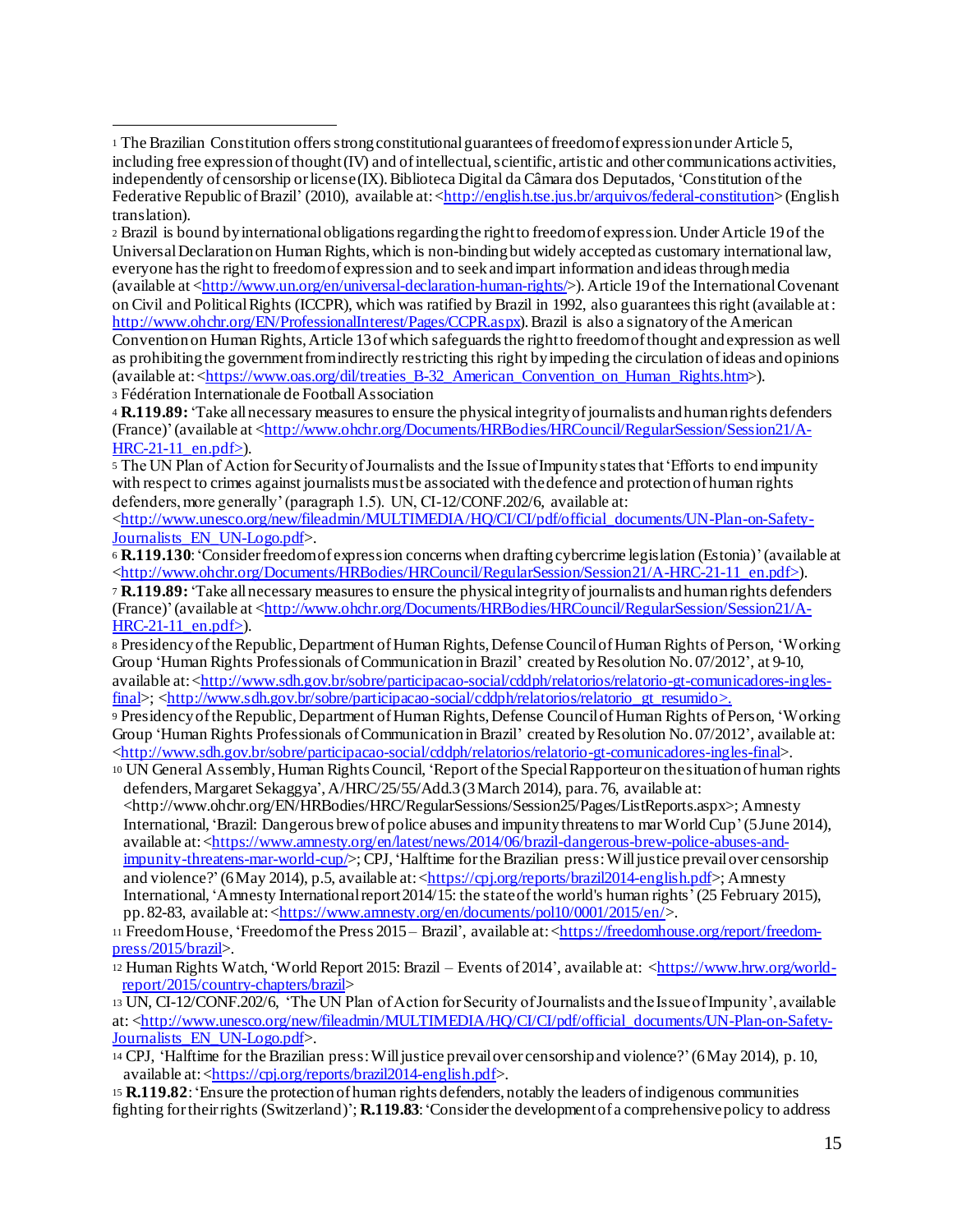[1] The Brazilian Constitution offers strong constitutional guarantees of freedom of expression under Article 5, including free expression of thought (IV) and of intellectual, scientific, artistic and other communications activities, independently of censorship or license (IX). Biblioteca Digital da Câmara dos Deputados, 'Constitution of the Federative Republic of Brazil' (2010), available at: <http://english.tse.jus.br/arquivos/federal-constitution> (English translation).

[2] Brazil is bound by international obligations regarding the right to freedom of expression. Under Article 19 of the Universal Declaration on Human Rights, which is non-binding but widely accepted as customary international law, everyone has the right to freedom of expression and to seek and impart information and ideas through media (available at <http://www.un.org/en/universal-declaration-human-rights/>). Article 19 of the International Covenant on Civil and Political Rights (ICCPR), which was ratified by Brazil in 1992, also guarantees this right (available at: http://www.ohchr.org/EN/ProfessionalInterest/Pages/CCPR.aspx). Brazil is also a signatory of the American Convention on Human Rights, Article 13 of which safeguards the right to freedom of thought and expression as well as prohibiting the government from indirectly restricting this right by impeding the circulation of ideas and opinions (available at: <https://www.oas.org/dil/treaties_B-32_American_Convention_on_Human_Rights.htm>).

[3] Fédération Internationale de Football Association

[4] **R.119.89:** 'Take all necessary measures to ensure the physical integrity of journalists and human rights defenders (France)' (available at <http://www.ohchr.org/Documents/HRBodies/HRCouncil/RegularSession/Session21/A-HRC-21-11_en.pdf>).

[5] The UN Plan of Action for Security of Journalists and the Issue of Impunity states that 'Efforts to end impunity with respect to crimes against journalists must be associated with the defence and protection of human rights defenders, more generally' (paragraph 1.5). UN, CI-12/CONF.202/6, available at: <http://www.unesco.org/new/fileadmin/MULTIMEDIA/HQ/CI/CI/pdf/official_documents/UN-Plan-on-Safety-Journalists_EN_UN-Logo.pdf>.

[6] **R.119.130**: 'Consider freedom of expression concerns when drafting cybercrime legislation (Estonia)' (available at <http://www.ohchr.org/Documents/HRBodies/HRCouncil/RegularSession/Session21/A-HRC-21-11_en.pdf>).

[7] **R.119.89:** 'Take all necessary measures to ensure the physical integrity of journalists and human rights defenders (France)' (available at <http://www.ohchr.org/Documents/HRBodies/HRCouncil/RegularSession/Session21/A-HRC-21-11_en.pdf>).

[8] Presidency of the Republic, Department of Human Rights, Defense Council of Human Rights of Person, 'Working Group 'Human Rights Professionals of Communication in Brazil' created by Resolution No. 07/2012', at 9-10, available at: <http://www.sdh.gov.br/sobre/participacao-social/cddph/relatorios/relatorio-gt-comunicadores-ingles-final>; <http://www.sdh.gov.br/sobre/participacao-social/cddph/relatorios/relatorio_gt_resumido>.

[9] Presidency of the Republic, Department of Human Rights, Defense Council of Human Rights of Person, 'Working Group 'Human Rights Professionals of Communication in Brazil' created by Resolution No. 07/2012', available at: <http://www.sdh.gov.br/sobre/participacao-social/cddph/relatorios/relatorio-gt-comunicadores-ingles-final>.

[10] UN General Assembly, Human Rights Council, 'Report of the Special Rapporteur on the situation of human rights defenders, Margaret Sekaggya', A/HRC/25/55/Add.3 (3 March 2014), para. 76, available at: <http://www.ohchr.org/EN/HRBodies/HRC/RegularSessions/Session25/Pages/ListReports.aspx>; Amnesty International, 'Brazil: Dangerous brew of police abuses and impunity threatens to mar World Cup' (5 June 2014), available at: <https://www.amnesty.org/en/latest/news/2014/06/brazil-dangerous-brew-police-abuses-and-impunity-threatens-mar-world-cup/>; CPJ, 'Halftime for the Brazilian press: Will justice prevail over censorship and violence?' (6 May 2014), p.5, available at: <https://cpj.org/reports/brazil2014-english.pdf>; Amnesty International, 'Amnesty International report 2014/15: the state of the world's human rights' (25 February 2015), pp. 82-83, available at: <https://www.amnesty.org/en/documents/pol10/0001/2015/en/>.

[11] Freedom House, 'Freedom of the Press 2015 – Brazil', available at: <https://freedomhouse.org/report/freedom-press/2015/brazil>.

[12] Human Rights Watch, 'World Report 2015: Brazil – Events of 2014', available at: <https://www.hrw.org/world-report/2015/country-chapters/brazil>

[13] UN, CI-12/CONF.202/6, 'The UN Plan of Action for Security of Journalists and the Issue of Impunity', available at: <http://www.unesco.org/new/fileadmin/MULTIMEDIA/HQ/CI/CI/pdf/official_documents/UN-Plan-on-Safety-Journalists_EN_UN-Logo.pdf>.

[14] CPJ, 'Halftime for the Brazilian press: Will justice prevail over censorship and violence?' (6 May 2014), p. 10, available at: <https://cpj.org/reports/brazil2014-english.pdf>.

[15] **R.119.82**: 'Ensure the protection of human rights defenders, notably the leaders of indigenous communities fighting for their rights (Switzerland)'; **R.119.83**: 'Consider the development of a comprehensive policy to address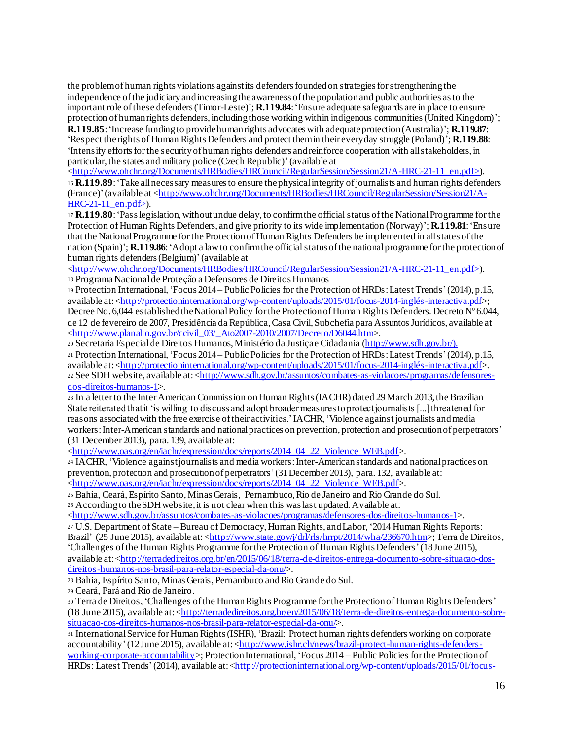the problem of human rights violations against its defenders founded on strategies for strengthening the independence of the judiciary and increasing the awareness of the population and public authorities as to the important role of these defenders (Timor-Leste)'; **R.119.84**: 'Ensure adequate safeguards are in place to ensure protection of human rights defenders, including those working within indigenous communities (United Kingdom)'; **R.119.85**: 'Increase funding to provide human rights advocates with adequate protection (Australia)'; **R.119.87**: 'Respect the rights of Human Rights Defenders and protect them in their everyday struggle (Poland)'; **R.119.88**: 'Intensify efforts for the security of human rights defenders and reinforce cooperation with all stakeholders, in particular, the states and military police (Czech Republic)' (available at <http://www.ohchr.org/Documents/HRBodies/HRCouncil/RegularSession/Session21/A-HRC-21-11_en.pdf>).

[16] **R.119.89**: 'Take all necessary measures to ensure the physical integrity of journalists and human rights defenders (France)' (available at <http://www.ohchr.org/Documents/HRBodies/HRCouncil/RegularSession/Session21/A-HRC-21-11_en.pdf>).

[17] **R.119.80**: 'Pass legislation, without undue delay, to confirm the official status of the National Programme for the Protection of Human Rights Defenders, and give priority to its wide implementation (Norway)'; **R.119.81**: 'Ensure that the National Programme for the Protection of Human Rights Defenders be implemented in all states of the nation (Spain)'; **R.119.86**: 'Adopt a law to confirm the official status of the national programme for the protection of human rights defenders (Belgium)' (available at <http://www.ohchr.org/Documents/HRBodies/HRCouncil/RegularSession/Session21/A-HRC-21-11_en.pdf>).

[18] Programa Nacional de Proteção a Defensores de Direitos Humanos

[19] Protection International, 'Focus 2014 – Public Policies for the Protection of HRDs: Latest Trends' (2014), p.15, available at: <http://protectioninternational.org/wp-content/uploads/2015/01/focus-2014-inglés-interactiva.pdf>; Decree No. 6,044 established the National Policy for the Protection of Human Rights Defenders. Decreto Nº 6.044, de 12 de fevereiro de 2007, Presidência da República, Casa Civil, Subchefia para Assuntos Jurídicos, available at <http://www.planalto.gov.br/ccivil_03/_Ato2007-2010/2007/Decreto/D6044.htm>.

[20] Secretaria Especial de Direitos Humanos, Ministério da Justiça e Cidadania (http://www.sdh.gov.br/).

[21] Protection International, 'Focus 2014 – Public Policies for the Protection of HRDs: Latest Trends' (2014), p.15, available at: <http://protectioninternational.org/wp-content/uploads/2015/01/focus-2014-inglés-interactiva.pdf>.

[22] See SDH website, available at: <http://www.sdh.gov.br/assuntos/combates-as-violacoes/programas/defensores-dos-direitos-humanos-1>.

[23] In a letter to the Inter American Commission on Human Rights (IACHR) dated 29 March 2013, the Brazilian State reiterated that it 'is willing to discuss and adopt broader measures to protect journalists [...] threatened for reasons associated with the free exercise of their activities.' IACHR, 'Violence against journalists and media workers: Inter-American standards and national practices on prevention, protection and prosecution of perpetrators' (31 December 2013), para. 139, available at: <http://www.oas.org/en/iachr/expression/docs/reports/2014_04_22_Violence_WEB.pdf>.

[24] IACHR, 'Violence against journalists and media workers: Inter-American standards and national practices on prevention, protection and prosecution of perpetrators' (31 December 2013), para. 132, available at: <http://www.oas.org/en/iachr/expression/docs/reports/2014_04_22_Violence_WEB.pdf>.

[25] Bahia, Ceará, Espírito Santo, Minas Gerais, Pernambuco, Rio de Janeiro and Rio Grande do Sul.

[26] According to the SDH website; it is not clear when this was last updated. Available at: <http://www.sdh.gov.br/assuntos/combates-as-violacoes/programas/defensores-dos-direitos-humanos-1>.

[27] U.S. Department of State – Bureau of Democracy, Human Rights, and Labor, '2014 Human Rights Reports: Brazil' (25 June 2015), available at: <http://www.state.gov/j/drl/rls/hrrpt/2014/wha/236670.htm>; Terra de Direitos, 'Challenges of the Human Rights Programme for the Protection of Human Rights Defenders' (18 June 2015), available at: <http://terradedireitos.org.br/en/2015/06/18/terra-de-direitos-entrega-documento-sobre-situacao-dos-direitos-humanos-nos-brasil-para-relator-especial-da-onu/>.

[28] Bahia, Espírito Santo, Minas Gerais, Pernambuco and Rio Grande do Sul.

[29] Ceará, Pará and Rio de Janeiro.

[30] Terra de Direitos, 'Challenges of the Human Rights Programme for the Protection of Human Rights Defenders' (18 June 2015), available at: <http://terradedireitos.org.br/en/2015/06/18/terra-de-direitos-entrega-documento-sobre-situacao-dos-direitos-humanos-nos-brasil-para-relator-especial-da-onu/>.

[31] International Service for Human Rights (ISHR), 'Brazil: Protect human rights defenders working on corporate accountability' (12 June 2015), available at: <http://www.ishr.ch/news/brazil-protect-human-rights-defenders-working-corporate-accountability>; Protection International, 'Focus 2014 – Public Policies for the Protection of HRDs: Latest Trends' (2014), available at: <http://protectioninternational.org/wp-content/uploads/2015/01/focus-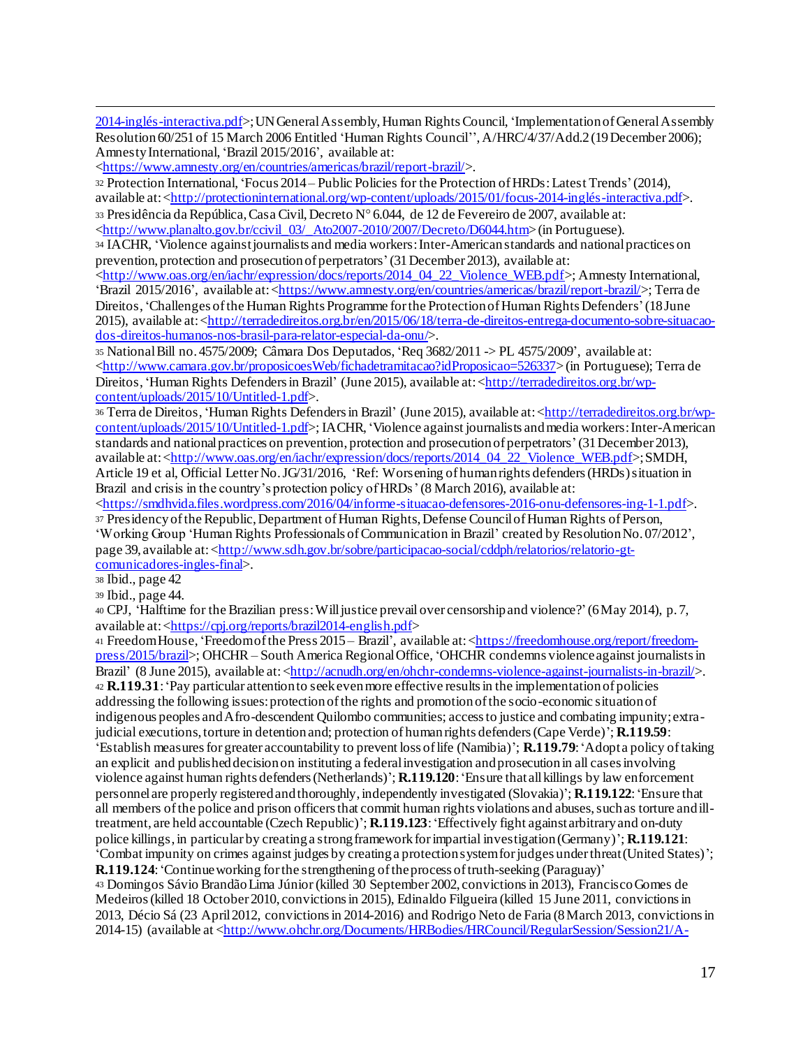2014-inglés-interactiva.pdf>; UN General Assembly, Human Rights Council, 'Implementation of General Assembly Resolution 60/251 of 15 March 2006 Entitled 'Human Rights Council'', A/HRC/4/37/Add.2 (19 December 2006); Amnesty International, 'Brazil 2015/2016', available at: <https://www.amnesty.org/en/countries/americas/brazil/report-brazil/>.

[32] Protection International, 'Focus 2014 – Public Policies for the Protection of HRDs: Latest Trends' (2014), available at: <http://protectioninternational.org/wp-content/uploads/2015/01/focus-2014-inglés-interactiva.pdf>.

[33] Presidência da República, Casa Civil, Decreto N° 6.044, de 12 de Fevereiro de 2007, available at: <http://www.planalto.gov.br/ccivil_03/_Ato2007-2010/2007/Decreto/D6044.htm> (in Portuguese).

[34] IACHR, 'Violence against journalists and media workers: Inter-American standards and national practices on prevention, protection and prosecution of perpetrators' (31 December 2013), available at: <http://www.oas.org/en/iachr/expression/docs/reports/2014_04_22_Violence_WEB.pdf>; Amnesty International, 'Brazil 2015/2016', available at: <https://www.amnesty.org/en/countries/americas/brazil/report-brazil/>; Terra de Direitos, 'Challenges of the Human Rights Programme for the Protection of Human Rights Defenders' (18 June 2015), available at: <http://terradedireitos.org.br/en/2015/06/18/terra-de-direitos-entrega-documento-sobre-situacao-dos-direitos-humanos-nos-brasil-para-relator-especial-da-onu/>.

[35] National Bill no. 4575/2009; Câmara Dos Deputados, 'Req 3682/2011 -> PL 4575/2009', available at: <http://www.camara.gov.br/proposicoesWeb/fichadetramitacao?idProposicao=526337> (in Portuguese); Terra de Direitos, 'Human Rights Defenders in Brazil' (June 2015), available at: <http://terradedireitos.org.br/wp-content/uploads/2015/10/Untitled-1.pdf>.

[36] Terra de Direitos, 'Human Rights Defenders in Brazil' (June 2015), available at: <http://terradedireitos.org.br/wp-content/uploads/2015/10/Untitled-1.pdf>; IACHR, 'Violence against journalists and media workers: Inter-American standards and national practices on prevention, protection and prosecution of perpetrators' (31 December 2013), available at: <http://www.oas.org/en/iachr/expression/docs/reports/2014_04_22_Violence_WEB.pdf>; SMDH, Article 19 et al, Official Letter No. JG/31/2016, 'Ref: Worsening of human rights defenders (HRDs) situation in Brazil and crisis in the country's protection policy of HRDs' (8 March 2016), available at: <https://smdhvida.files.wordpress.com/2016/04/informe-situacao-defensores-2016-onu-defensores-ing-1-1.pdf>.

[37] Presidency of the Republic, Department of Human Rights, Defense Council of Human Rights of Person, 'Working Group 'Human Rights Professionals of Communication in Brazil' created by Resolution No. 07/2012', page 39, available at: <http://www.sdh.gov.br/sobre/participacao-social/cddph/relatorios/relatorio-gt-comunicadores-ingles-final>.

[38] Ibid., page 42

[39] Ibid., page 44.

[40] CPJ, 'Halftime for the Brazilian press: Will justice prevail over censorship and violence?' (6 May 2014), p. 7, available at: <https://cpj.org/reports/brazil2014-english.pdf>

[41] Freedom House, 'Freedom of the Press 2015 – Brazil', available at: <https://freedomhouse.org/report/freedom-press/2015/brazil>; OHCHR – South America Regional Office, 'OHCHR condemns violence against journalists in Brazil' (8 June 2015), available at: <http://acnudh.org/en/ohchr-condemns-violence-against-journalists-in-brazil/>.

[42] **R.119.31**: 'Pay particular attention to seek even more effective results in the implementation of policies addressing the following issues: protection of the rights and promotion of the socio-economic situation of indigenous peoples and Afro-descendent Quilombo communities; access to justice and combating impunity; extra-judicial executions, torture in detention and; protection of human rights defenders (Cape Verde)'; **R.119.59**: 'Establish measures for greater accountability to prevent loss of life (Namibia)'; **R.119.79**: 'Adopt a policy of taking an explicit and published decision on instituting a federal investigation and prosecution in all cases involving violence against human rights defenders (Netherlands)'; **R.119.120**: 'Ensure that all killings by law enforcement personnel are properly registered and thoroughly, independently investigated (Slovakia)'; **R.119.122**: 'Ensure that all members of the police and prison officers that commit human rights violations and abuses, such as torture and ill-treatment, are held accountable (Czech Republic)'; **R.119.123**: 'Effectively fight against arbitrary and on-duty police killings, in particular by creating a strong framework for impartial investigation (Germany)'; **R.119.121**: 'Combat impunity on crimes against judges by creating a protection system for judges under threat (United States)'; **R.119.124**: 'Continue working for the strengthening of the process of truth-seeking (Paraguay)'

[43] Domingos Sávio Brandão Lima Júnior (killed 30 September 2002, convictions in 2013), Francisco Gomes de Medeiros (killed 18 October 2010, convictions in 2015), Edinaldo Filgueira (killed 15 June 2011, convictions in 2013, Décio Sá (23 April 2012, convictions in 2014-2016) and Rodrigo Neto de Faria (8 March 2013, convictions in 2014-15) (available at <http://www.ohchr.org/Documents/HRBodies/HRCouncil/RegularSession/Session21/A-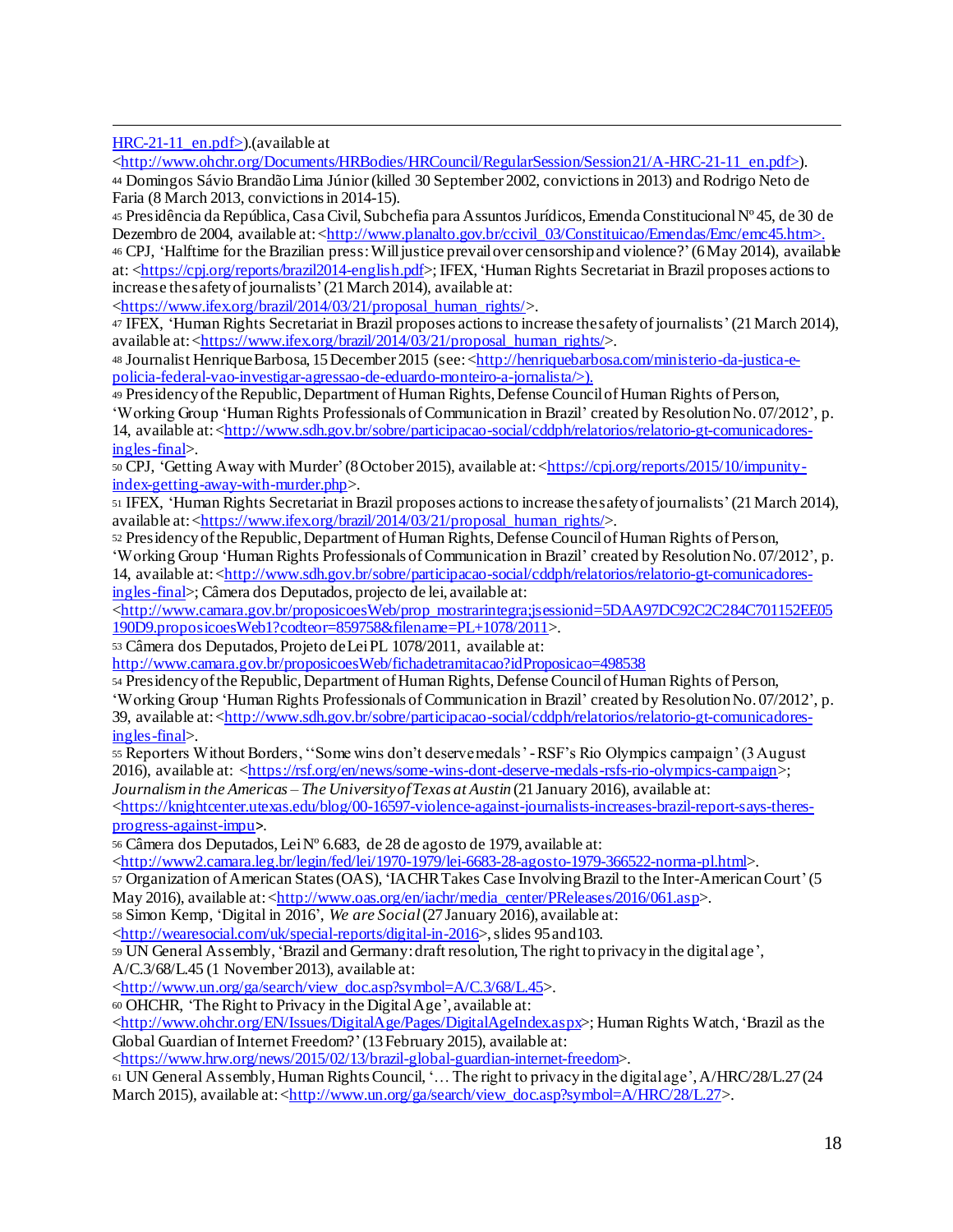HRC-21-11_en.pdf>).(available at <http://www.ohchr.org/Documents/HRBodies/HRCouncil/RegularSession/Session21/A-HRC-21-11_en.pdf>).

44 Domingos Sávio Brandão Lima Júnior (killed 30 September 2002, convictions in 2013) and Rodrigo Neto de Faria (8 March 2013, convictions in 2014-15).

45 Presidência da República, Casa Civil, Subchefia para Assuntos Jurídicos, Emenda Constitucional Nº 45, de 30 de Dezembro de 2004, available at: <http://www.planalto.gov.br/ccivil_03/Constituicao/Emendas/Emc/emc45.htm>.

46 CPJ, 'Halftime for the Brazilian press: Will justice prevail over censorship and violence?' (6 May 2014), available at: <https://cpj.org/reports/brazil2014-english.pdf>; IFEX, 'Human Rights Secretariat in Brazil proposes actions to increase the safety of journalists' (21 March 2014), available at: <https://www.ifex.org/brazil/2014/03/21/proposal_human_rights/>.

47 IFEX, 'Human Rights Secretariat in Brazil proposes actions to increase the safety of journalists' (21 March 2014), available at: <https://www.ifex.org/brazil/2014/03/21/proposal_human_rights/>.

48 Journalist Henrique Barbosa, 15 December 2015 (see: <http://henriquebarbosa.com/ministerio-da-justica-e-policia-federal-vao-investigar-agressao-de-eduardo-monteiro-a-jornalista/>).

49 Presidency of the Republic, Department of Human Rights, Defense Council of Human Rights of Person, 'Working Group 'Human Rights Professionals of Communication in Brazil' created by Resolution No. 07/2012', p. 14, available at: <http://www.sdh.gov.br/sobre/participacao-social/cddph/relatorios/relatorio-gt-comunicadores-ingles-final>.

50 CPJ, 'Getting Away with Murder' (8 October 2015), available at: <https://cpj.org/reports/2015/10/impunity-index-getting-away-with-murder.php>.

51 IFEX, 'Human Rights Secretariat in Brazil proposes actions to increase the safety of journalists' (21 March 2014), available at: <https://www.ifex.org/brazil/2014/03/21/proposal_human_rights/>.

52 Presidency of the Republic, Department of Human Rights, Defense Council of Human Rights of Person, 'Working Group 'Human Rights Professionals of Communication in Brazil' created by Resolution No. 07/2012', p. 14, available at: <http://www.sdh.gov.br/sobre/participacao-social/cddph/relatorios/relatorio-gt-comunicadores-ingles-final>; Câmera dos Deputados, projecto de lei, available at: <http://www.camara.gov.br/proposicoesWeb/prop_mostrarintegra;jsessionid=5DAA97DC92C2C284C701152EE05190D9.proposicoesWeb1?codteor=859758&filename=PL+1078/2011>.

53 Câmera dos Deputados, Projeto de Lei PL 1078/2011, available at: http://www.camara.gov.br/proposicoesWeb/fichadetramitacao?idProposicao=498538

54 Presidency of the Republic, Department of Human Rights, Defense Council of Human Rights of Person, 'Working Group 'Human Rights Professionals of Communication in Brazil' created by Resolution No. 07/2012', p. 39, available at: <http://www.sdh.gov.br/sobre/participacao-social/cddph/relatorios/relatorio-gt-comunicadores-ingles-final>.

55 Reporters Without Borders, ''Some wins don't deserve medals' - RSF's Rio Olympics campaign' (3 August 2016), available at: <https://rsf.org/en/news/some-wins-dont-deserve-medals-rsfs-rio-olympics-campaign>; *Journalism in the Americas – The University of Texas at Austin* (21 January 2016), available at: <https://knightcenter.utexas.edu/blog/00-16597-violence-against-journalists-increases-brazil-report-says-theres-progress-against-impu>.

56 Câmera dos Deputados, Lei Nº 6.683, de 28 de agosto de 1979, available at: <http://www2.camara.leg.br/legin/fed/lei/1970-1979/lei-6683-28-agosto-1979-366522-norma-pl.html>.

57 Organization of American States (OAS), 'IACHR Takes Case Involving Brazil to the Inter-American Court' (5 May 2016), available at: <http://www.oas.org/en/iachr/media_center/PReleases/2016/061.asp>.

58 Simon Kemp, 'Digital in 2016', *We are Social* (27 January 2016), available at: <http://wearesocial.com/uk/special-reports/digital-in-2016>, slides 95 and 103.

59 UN General Assembly, 'Brazil and Germany: draft resolution, The right to privacy in the digital age', A/C.3/68/L.45 (1 November 2013), available at: <http://www.un.org/ga/search/view_doc.asp?symbol=A/C.3/68/L.45>.

60 OHCHR, 'The Right to Privacy in the Digital Age', available at: <http://www.ohchr.org/EN/Issues/DigitalAge/Pages/DigitalAgeIndex.aspx>; Human Rights Watch, 'Brazil as the Global Guardian of Internet Freedom?' (13 February 2015), available at: <https://www.hrw.org/news/2015/02/13/brazil-global-guardian-internet-freedom>.

61 UN General Assembly, Human Rights Council, '… The right to privacy in the digital age', A/HRC/28/L.27 (24 March 2015), available at: <http://www.un.org/ga/search/view_doc.asp?symbol=A/HRC/28/L.27>.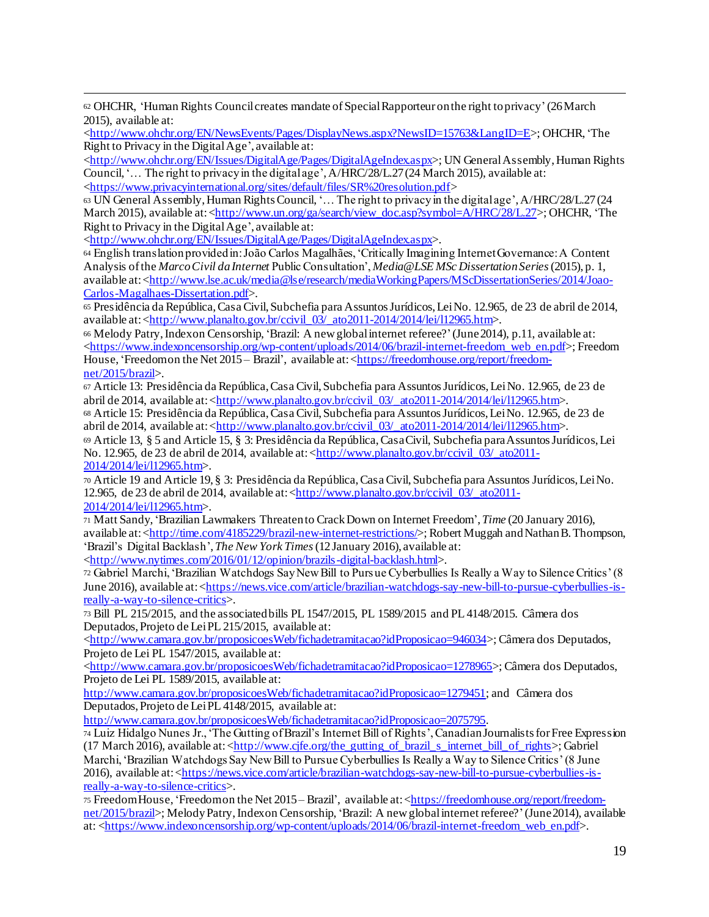[62] OHCHR, 'Human Rights Council creates mandate of Special Rapporteur on the right to privacy' (26 March 2015), available at: <http://www.ohchr.org/EN/NewsEvents/Pages/DisplayNews.aspx?NewsID=15763&LangID=E>; OHCHR, 'The Right to Privacy in the Digital Age', available at: <http://www.ohchr.org/EN/Issues/DigitalAge/Pages/DigitalAgeIndex.aspx>; UN General Assembly, Human Rights Council, '… The right to privacy in the digital age', A/HRC/28/L.27 (24 March 2015), available at: <https://www.privacyinternational.org/sites/default/files/SR%20resolution.pdf>

[63] UN General Assembly, Human Rights Council, '… The right to privacy in the digital age', A/HRC/28/L.27 (24 March 2015), available at: <http://www.un.org/ga/search/view_doc.asp?symbol=A/HRC/28/L.27>; OHCHR, 'The Right to Privacy in the Digital Age', available at: <http://www.ohchr.org/EN/Issues/DigitalAge/Pages/DigitalAgeIndex.aspx>.

[64] English translation provided in: João Carlos Magalhães, 'Critically Imagining Internet Governance: A Content Analysis of the *Marco Civil da Internet* Public Consultation', *Media@LSE MSc Dissertation Series* (2015), p. 1, available at: <http://www.lse.ac.uk/media@lse/research/mediaWorkingPapers/MScDissertationSeries/2014/Joao-Carlos-Magalhaes-Dissertation.pdf>.

[65] Presidência da República, Casa Civil, Subchefia para Assuntos Jurídicos, Lei No. 12.965, de 23 de abril de 2014, available at: <http://www.planalto.gov.br/ccivil_03/_ato2011-2014/2014/lei/l12965.htm>.

[66] Melody Patry, Indexon Censorship, 'Brazil: A new global internet referee?' (June 2014), p.11, available at: <https://www.indexoncensorship.org/wp-content/uploads/2014/06/brazil-internet-freedom_web_en.pdf>; Freedom House, 'Freedom on the Net 2015 – Brazil', available at: <https://freedomhouse.org/report/freedom-net/2015/brazil>.

[67] Article 13: Presidência da República, Casa Civil, Subchefia para Assuntos Jurídicos, Lei No. 12.965, de 23 de abril de 2014, available at: <http://www.planalto.gov.br/ccivil_03/_ato2011-2014/2014/lei/l12965.htm>.

[68] Article 15: Presidência da República, Casa Civil, Subchefia para Assuntos Jurídicos, Lei No. 12.965, de 23 de abril de 2014, available at: <http://www.planalto.gov.br/ccivil_03/_ato2011-2014/2014/lei/l12965.htm>.

[69] Article 13, § 5 and Article 15, § 3: Presidência da República, Casa Civil, Subchefia para Assuntos Jurídicos, Lei No. 12.965, de 23 de abril de 2014, available at: <http://www.planalto.gov.br/ccivil_03/_ato2011-2014/2014/lei/l12965.htm>.

[70] Article 19 and Article 19, § 3: Presidência da República, Casa Civil, Subchefia para Assuntos Jurídicos, Lei No. 12.965, de 23 de abril de 2014, available at: <http://www.planalto.gov.br/ccivil_03/_ato2011-2014/2014/lei/l12965.htm>.

[71] Matt Sandy, 'Brazilian Lawmakers Threaten to Crack Down on Internet Freedom', *Time* (20 January 2016), available at: <http://time.com/4185229/brazil-new-internet-restrictions/>; Robert Muggah and Nathan B. Thompson, 'Brazil's Digital Backlash', *The New York Times* (12 January 2016), available at: <http://www.nytimes.com/2016/01/12/opinion/brazils-digital-backlash.html>.

[72] Gabriel Marchi, 'Brazilian Watchdogs Say New Bill to Pursue Cyberbullies Is Really a Way to Silence Critics' (8 June 2016), available at: <https://news.vice.com/article/brazilian-watchdogs-say-new-bill-to-pursue-cyberbullies-is-really-a-way-to-silence-critics>.

[73] Bill PL 215/2015, and the associated bills PL 1547/2015, PL 1589/2015 and PL 4148/2015. Câmera dos Deputados, Projeto de Lei PL 215/2015, available at: <http://www.camara.gov.br/proposicoesWeb/fichadetramitacao?idProposicao=946034>; Câmera dos Deputados, Projeto de Lei PL 1547/2015, available at: <http://www.camara.gov.br/proposicoesWeb/fichadetramitacao?idProposicao=1278965>; Câmera dos Deputados, Projeto de Lei PL 1589/2015, available at: http://www.camara.gov.br/proposicoesWeb/fichadetramitacao?idProposicao=1279451; and Câmera dos Deputados, Projeto de Lei PL 4148/2015, available at: http://www.camara.gov.br/proposicoesWeb/fichadetramitacao?idProposicao=2075795.

[74] Luiz Hidalgo Nunes Jr., 'The Gutting of Brazil's Internet Bill of Rights', Canadian Journalists for Free Expression (17 March 2016), available at: <http://www.cjfe.org/the_gutting_of_brazil_s_internet_bill_of_rights>; Gabriel Marchi, 'Brazilian Watchdogs Say New Bill to Pursue Cyberbullies Is Really a Way to Silence Critics' (8 June 2016), available at: <https://news.vice.com/article/brazilian-watchdogs-say-new-bill-to-pursue-cyberbullies-is-really-a-way-to-silence-critics>.

[75] Freedom House, 'Freedom on the Net 2015 – Brazil', available at: <https://freedomhouse.org/report/freedom-net/2015/brazil>; Melody Patry, Indexon Censorship, 'Brazil: A new global internet referee?' (June 2014), available at: <https://www.indexoncensorship.org/wp-content/uploads/2014/06/brazil-internet-freedom_web_en.pdf>.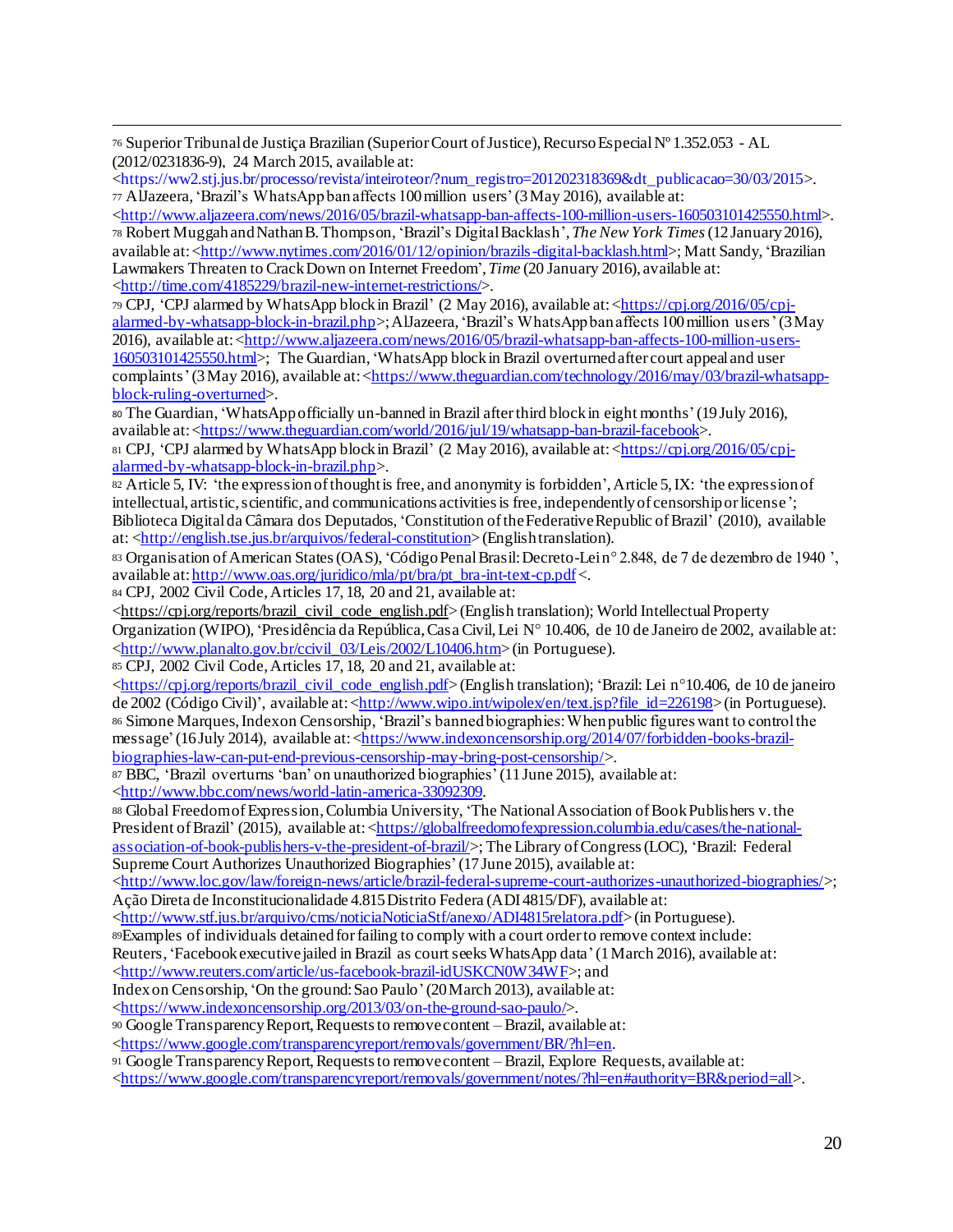[76] Superior Tribunal de Justiça Brazilian (Superior Court of Justice), Recurso Especial Nº 1.352.053 - AL (2012/0231836-9), 24 March 2015, available at: <https://ww2.stj.jus.br/processo/revista/inteiroteor/?num_registro=201202318369&dt_publicacao=30/03/2015>.

[77] AlJazeera, 'Brazil's WhatsApp ban affects 100 million users' (3 May 2016), available at: <http://www.aljazeera.com/news/2016/05/brazil-whatsapp-ban-affects-100-million-users-160503101425550.html>.

[78] Robert Muggah and Nathan B. Thompson, 'Brazil's Digital Backlash', *The New York Times* (12 January 2016), available at: <http://www.nytimes.com/2016/01/12/opinion/brazils-digital-backlash.html>; Matt Sandy, 'Brazilian Lawmakers Threaten to Crack Down on Internet Freedom', *Time* (20 January 2016), available at: <http://time.com/4185229/brazil-new-internet-restrictions/>.

[79] CPJ, 'CPJ alarmed by WhatsApp block in Brazil' (2 May 2016), available at: <https://cpj.org/2016/05/cpj-alarmed-by-whatsapp-block-in-brazil.php>; AlJazeera, 'Brazil's WhatsApp ban affects 100 million users' (3 May 2016), available at: <http://www.aljazeera.com/news/2016/05/brazil-whatsapp-ban-affects-100-million-users-160503101425550.html>; The Guardian, 'WhatsApp block in Brazil overturned after court appeal and user complaints' (3 May 2016), available at: <https://www.theguardian.com/technology/2016/may/03/brazil-whatsapp-block-ruling-overturned>.

[80] The Guardian, 'WhatsApp officially un-banned in Brazil after third block in eight months' (19 July 2016), available at: <https://www.theguardian.com/world/2016/jul/19/whatsapp-ban-brazil-facebook>.

[81] CPJ, 'CPJ alarmed by WhatsApp block in Brazil' (2 May 2016), available at: <https://cpj.org/2016/05/cpj-alarmed-by-whatsapp-block-in-brazil.php>.

[82] Article 5, IV: 'the expression of thought is free, and anonymity is forbidden', Article 5, IX: 'the expression of intellectual, artistic, scientific, and communications activities is free, independently of censorship or license'; Biblioteca Digital da Câmara dos Deputados, 'Constitution of the Federative Republic of Brazil' (2010), available at: <http://english.tse.jus.br/arquivos/federal-constitution> (English translation).

[83] Organisation of American States (OAS), 'Código Penal Brasil: Decreto-Lei n° 2.848, de 7 de dezembro de 1940', available at: http://www.oas.org/juridico/mla/pt/bra/pt_bra-int-text-cp.pdf <.

[84] CPJ, 2002 Civil Code, Articles 17, 18, 20 and 21, available at: <https://cpj.org/reports/brazil_civil_code_english.pdf> (English translation); World Intellectual Property Organization (WIPO), 'Presidência da República, Casa Civil, Lei N° 10.406, de 10 de Janeiro de 2002, available at: <http://www.planalto.gov.br/ccivil_03/Leis/2002/L10406.htm> (in Portuguese).

[85] CPJ, 2002 Civil Code, Articles 17, 18, 20 and 21, available at: <https://cpj.org/reports/brazil_civil_code_english.pdf> (English translation); 'Brazil: Lei n°10.406, de 10 de janeiro de 2002 (Código Civil)', available at: <http://www.wipo.int/wipolex/en/text.jsp?file_id=226198> (in Portuguese).

[86] Simone Marques, Indexon Censorship, 'Brazil's banned biographies: When public figures want to control the message' (16 July 2014), available at: <https://www.indexoncensorship.org/2014/07/forbidden-books-brazil-biographies-law-can-put-end-previous-censorship-may-bring-post-censorship/>.

[87] BBC, 'Brazil overturns 'ban' on unauthorized biographies' (11 June 2015), available at: <http://www.bbc.com/news/world-latin-america-33092309.

[88] Global Freedom of Expression, Columbia University, 'The National Association of Book Publishers v. the President of Brazil' (2015), available at: <https://globalfreedomofexpression.columbia.edu/cases/the-national-association-of-book-publishers-v-the-president-of-brazil/>; The Library of Congress (LOC), 'Brazil: Federal Supreme Court Authorizes Unauthorized Biographies' (17 June 2015), available at: <http://www.loc.gov/law/foreign-news/article/brazil-federal-supreme-court-authorizes-unauthorized-biographies/>; Ação Direta de Inconstitucionalidade 4.815 Distrito Federa (ADI 4815/DF), available at: <http://www.stf.jus.br/arquivo/cms/noticiaNoticiaStf/anexo/ADI4815relatora.pdf> (in Portuguese).

[89] Examples of individuals detained for failing to comply with a court order to remove context include: Reuters, 'Facebook executive jailed in Brazil as court seeks WhatsApp data' (1 March 2016), available at: <http://www.reuters.com/article/us-facebook-brazil-idUSKCN0W34WF>; and Index on Censorship, 'On the ground: Sao Paulo' (20 March 2013), available at: <https://www.indexoncensorship.org/2013/03/on-the-ground-sao-paulo/>.

[90] Google Transparency Report, Requests to remove content – Brazil, available at: <https://www.google.com/transparencyreport/removals/government/BR/?hl=en.

[91] Google Transparency Report, Requests to remove content – Brazil, Explore Requests, available at: <https://www.google.com/transparencyreport/removals/government/notes/?hl=en#authority=BR&period=all>.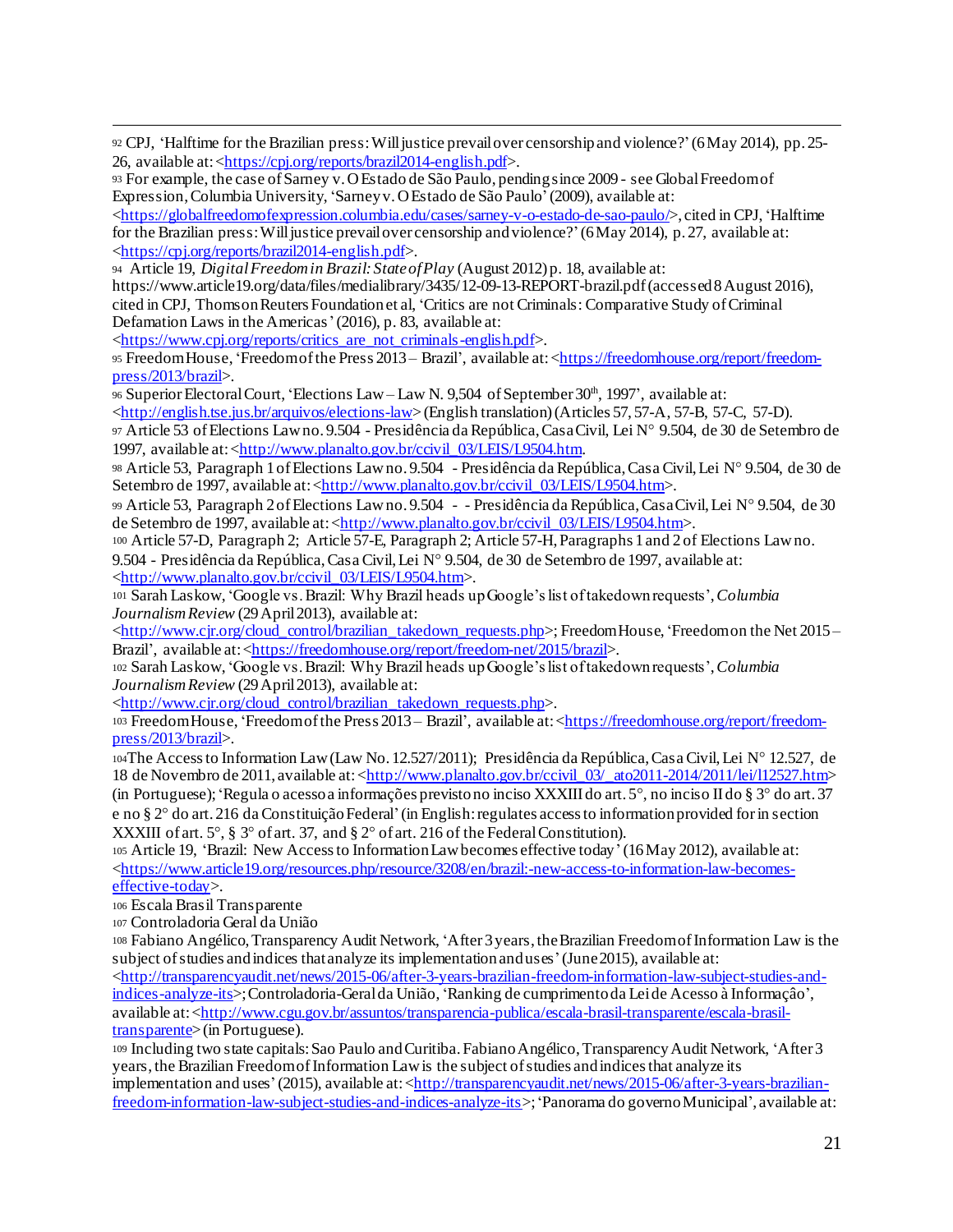92 CPJ, 'Halftime for the Brazilian press: Will justice prevail over censorship and violence?' (6 May 2014), pp. 25-26, available at: <https://cpj.org/reports/brazil2014-english.pdf>.

93 For example, the case of Sarney v. O Estado de São Paulo, pending since 2009 - see Global Freedom of Expression, Columbia University, 'Sarney v. O Estado de São Paulo' (2009), available at: <https://globalfreedomofexpression.columbia.edu/cases/sarney-v-o-estado-de-sao-paulo/>, cited in CPJ, 'Halftime for the Brazilian press: Will justice prevail over censorship and violence?' (6 May 2014), p. 27, available at: <https://cpj.org/reports/brazil2014-english.pdf>.

94 Article 19, *Digital Freedom in Brazil: State of Play* (August 2012) p. 18, available at: https://www.article19.org/data/files/medialibrary/3435/12-09-13-REPORT-brazil.pdf (accessed 8 August 2016), cited in CPJ, Thomson Reuters Foundation et al, 'Critics are not Criminals: Comparative Study of Criminal Defamation Laws in the Americas' (2016), p. 83, available at: <https://www.cpj.org/reports/critics_are_not_criminals-english.pdf>.

95 Freedom House, 'Freedom of the Press 2013 – Brazil', available at: <https://freedomhouse.org/report/freedom-press/2013/brazil>.

96 Superior Electoral Court, 'Elections Law – Law N. 9,504 of September 30th, 1997', available at: <http://english.tse.jus.br/arquivos/elections-law> (English translation) (Articles 57, 57-A, 57-B, 57-C, 57-D).

97 Article 53 of Elections Law no. 9.504 - Presidência da República, Casa Civil, Lei N° 9.504, de 30 de Setembro de 1997, available at: <http://www.planalto.gov.br/ccivil_03/LEIS/L9504.htm.

98 Article 53, Paragraph 1 of Elections Law no. 9.504 - Presidência da República, Casa Civil, Lei N° 9.504, de 30 de Setembro de 1997, available at: <http://www.planalto.gov.br/ccivil_03/LEIS/L9504.htm>.

99 Article 53, Paragraph 2 of Elections Law no. 9.504 - - Presidência da República, Casa Civil, Lei N° 9.504, de 30 de Setembro de 1997, available at: <http://www.planalto.gov.br/ccivil_03/LEIS/L9504.htm>.

100 Article 57-D, Paragraph 2; Article 57-E, Paragraph 2; Article 57-H, Paragraphs 1 and 2 of Elections Law no. 9.504 - Presidência da República, Casa Civil, Lei N° 9.504, de 30 de Setembro de 1997, available at: <http://www.planalto.gov.br/ccivil_03/LEIS/L9504.htm>.

101 Sarah Laskow, 'Google vs. Brazil: Why Brazil heads up Google's list of takedown requests', *Columbia Journalism Review* (29 April 2013), available at: <http://www.cjr.org/cloud_control/brazilian_takedown_requests.php>; Freedom House, 'Freedom on the Net 2015 – Brazil', available at: <https://freedomhouse.org/report/freedom-net/2015/brazil>.

102 Sarah Laskow, 'Google vs. Brazil: Why Brazil heads up Google's list of takedown requests', *Columbia Journalism Review* (29 April 2013), available at: <http://www.cjr.org/cloud_control/brazilian_takedown_requests.php>.

103 Freedom House, 'Freedom of the Press 2013 – Brazil', available at: <https://freedomhouse.org/report/freedom-press/2013/brazil>.

104 The Access to Information Law (Law No. 12.527/2011); Presidência da República, Casa Civil, Lei N° 12.527, de 18 de Novembro de 2011, available at: <http://www.planalto.gov.br/ccivil_03/_ato2011-2014/2011/lei/l12527.htm> (in Portuguese); 'Regula o acesso a informações previsto no inciso XXXIII do art. 5°, no inciso II do § 3° do art. 37 e no § 2° do art. 216 da Constituição Federal' (in English: regulates access to information provided for in section XXXIII of art. 5°, § 3° of art. 37, and § 2° of art. 216 of the Federal Constitution).

105 Article 19, 'Brazil: New Access to Information Law becomes effective today' (16 May 2012), available at: <https://www.article19.org/resources.php/resource/3208/en/brazil:-new-access-to-information-law-becomes-effective-today>.

106 Escala Brasil Transparente

107 Controladoria Geral da União

108 Fabiano Angélico, Transparency Audit Network, 'After 3 years, the Brazilian Freedom of Information Law is the subject of studies and indices that analyze its implementation and uses' (June 2015), available at: <http://transparencyaudit.net/news/2015-06/after-3-years-brazilian-freedom-information-law-subject-studies-and-indices-analyze-its>; Controladoria-Geral da União, 'Ranking de cumprimento da Lei de Acesso à Informaçâo', available at: <http://www.cgu.gov.br/assuntos/transparencia-publica/escala-brasil-transparente/escala-brasil-transparente> (in Portuguese).

109 Including two state capitals: Sao Paulo and Curitiba. Fabiano Angélico, Transparency Audit Network, 'After 3 years, the Brazilian Freedom of Information Law is the subject of studies and indices that analyze its implementation and uses' (2015), available at: <http://transparencyaudit.net/news/2015-06/after-3-years-brazilian-freedom-information-law-subject-studies-and-indices-analyze-its>; 'Panorama do governo Municipal', available at: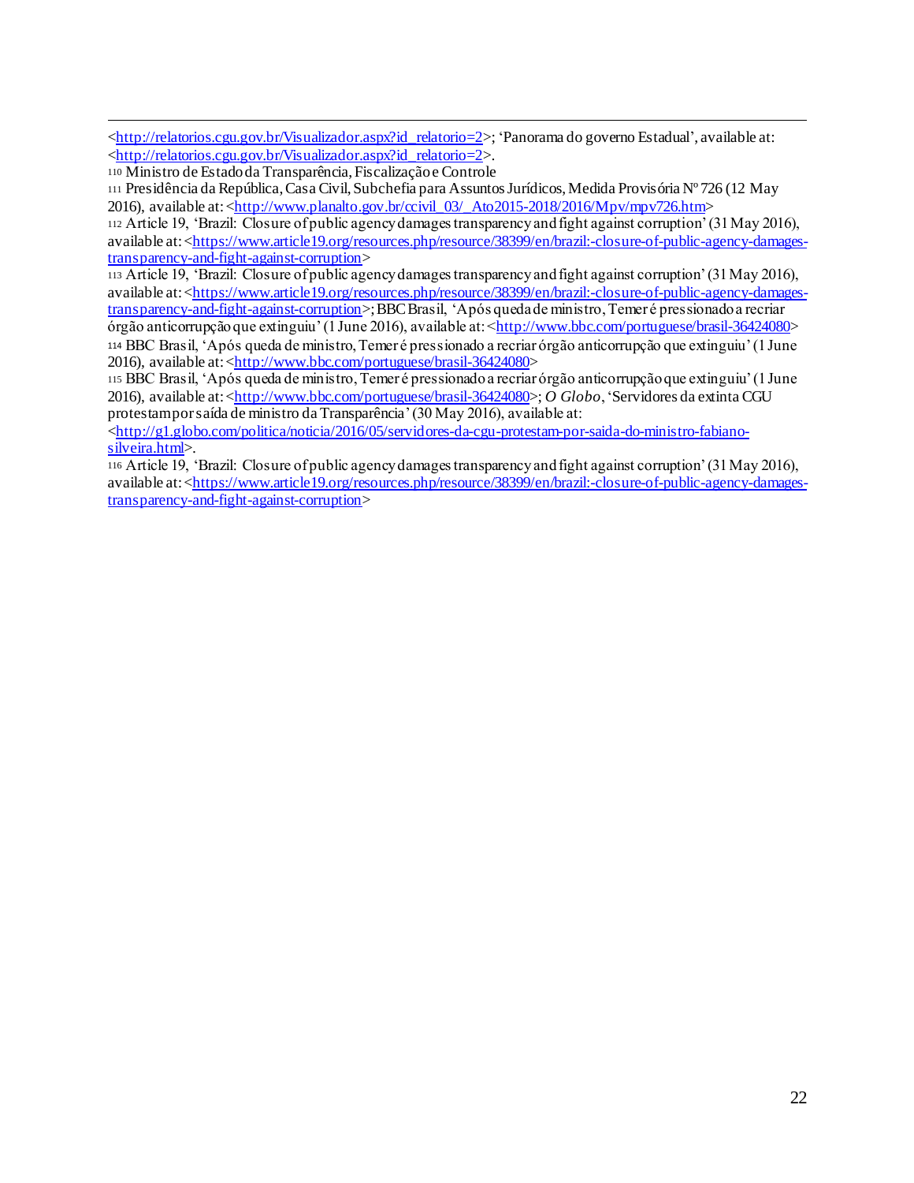<http://relatorios.cgu.gov.br/Visualizador.aspx?id_relatorio=2>; 'Panorama do governo Estadual', available at: <http://relatorios.cgu.gov.br/Visualizador.aspx?id_relatorio=2>.

[110] Ministro de Estado da Transparência, Fiscalização e Controle

[111] Presidência da República, Casa Civil, Subchefia para Assuntos Jurídicos, Medida Provisória Nº 726 (12 May 2016), available at: <http://www.planalto.gov.br/ccivil_03/_Ato2015-2018/2016/Mpv/mpv726.htm>

[112] Article 19, 'Brazil: Closure of public agency damages transparency and fight against corruption' (31 May 2016), available at: <https://www.article19.org/resources.php/resource/38399/en/brazil:-closure-of-public-agency-damages-transparency-and-fight-against-corruption>

[113] Article 19, 'Brazil: Closure of public agency damages transparency and fight against corruption' (31 May 2016), available at: <https://www.article19.org/resources.php/resource/38399/en/brazil:-closure-of-public-agency-damages-transparency-and-fight-against-corruption>; BBC Brasil, 'Após queda de ministro, Temer é pressionado a recriar órgão anticorrupção que extinguiu' (1 June 2016), available at: <http://www.bbc.com/portuguese/brasil-36424080>

[114] BBC Brasil, 'Após queda de ministro, Temer é pressionado a recriar órgão anticorrupção que extinguiu' (1 June 2016), available at: <http://www.bbc.com/portuguese/brasil-36424080>

[115] BBC Brasil, 'Após queda de ministro, Temer é pressionado a recriar órgão anticorrupção que extinguiu' (1 June 2016), available at: <http://www.bbc.com/portuguese/brasil-36424080>; *O Globo*, 'Servidores da extinta CGU protestam por saída de ministro da Transparência' (30 May 2016), available at: <http://g1.globo.com/politica/noticia/2016/05/servidores-da-cgu-protestam-por-saida-do-ministro-fabiano-silveira.html>.

[116] Article 19, 'Brazil: Closure of public agency damages transparency and fight against corruption' (31 May 2016), available at: <https://www.article19.org/resources.php/resource/38399/en/brazil:-closure-of-public-agency-damages-transparency-and-fight-against-corruption>